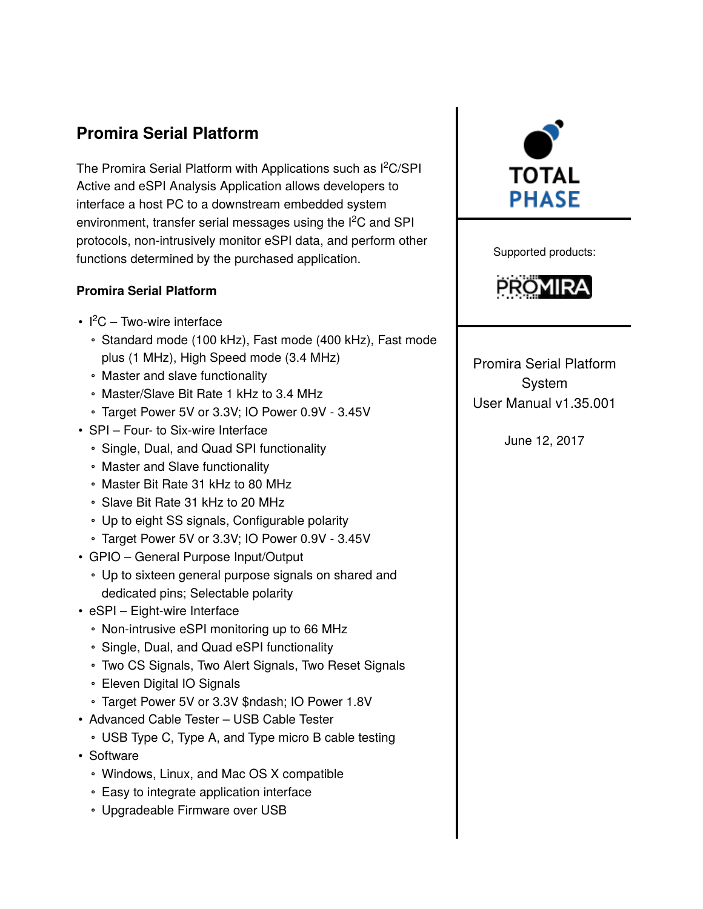# Promira Serial Platform

The Promira Serial Platform with Applications such as $I^2C$/SPI Active and eSPI Analysis Application allows developers to interface a host PC to a downstream embedded system environment, transfer serial messages using the $I^2C$ and SPI protocols, non-intrusively monitor eSPI data, and perform other functions determined by the purchased application.

### Promira Serial Platform

- $I^2C$ – Two-wire interface
  - Standard mode (100 kHz), Fast mode (400 kHz), Fast mode plus (1 MHz), High Speed mode (3.4 MHz)
  - Master and slave functionality
  - Master/Slave Bit Rate 1 kHz to 3.4 MHz
  - Target Power 5V or 3.3V; IO Power 0.9V - 3.45V
- SPI – Four- to Six-wire Interface
  - Single, Dual, and Quad SPI functionality
  - Master and Slave functionality
  - Master Bit Rate 31 kHz to 80 MHz
  - Slave Bit Rate 31 kHz to 20 MHz
  - Up to eight SS signals, Configurable polarity
  - Target Power 5V or 3.3V; IO Power 0.9V - 3.45V
- GPIO – General Purpose Input/Output
  - Up to sixteen general purpose signals on shared and dedicated pins; Selectable polarity
- eSPI – Eight-wire Interface
  - Non-intrusive eSPI monitoring up to 66 MHz
  - Single, Dual, and Quad eSPI functionality
  - Two CS Signals, Two Alert Signals, Two Reset Signals
  - Eleven Digital IO Signals
  - Target Power 5V or 3.3V $ndash; IO Power 1.8V
- Advanced Cable Tester – USB Cable Tester
  - USB Type C, Type A, and Type micro B cable testing
- Software
  - Windows, Linux, and Mac OS X compatible
  - Easy to integrate application interface
  - Upgradeable Firmware over USB

TOTAL PHASE

Supported products:

PROMIRA

Promira Serial Platform System
User Manual v1.35.001

June 12, 2017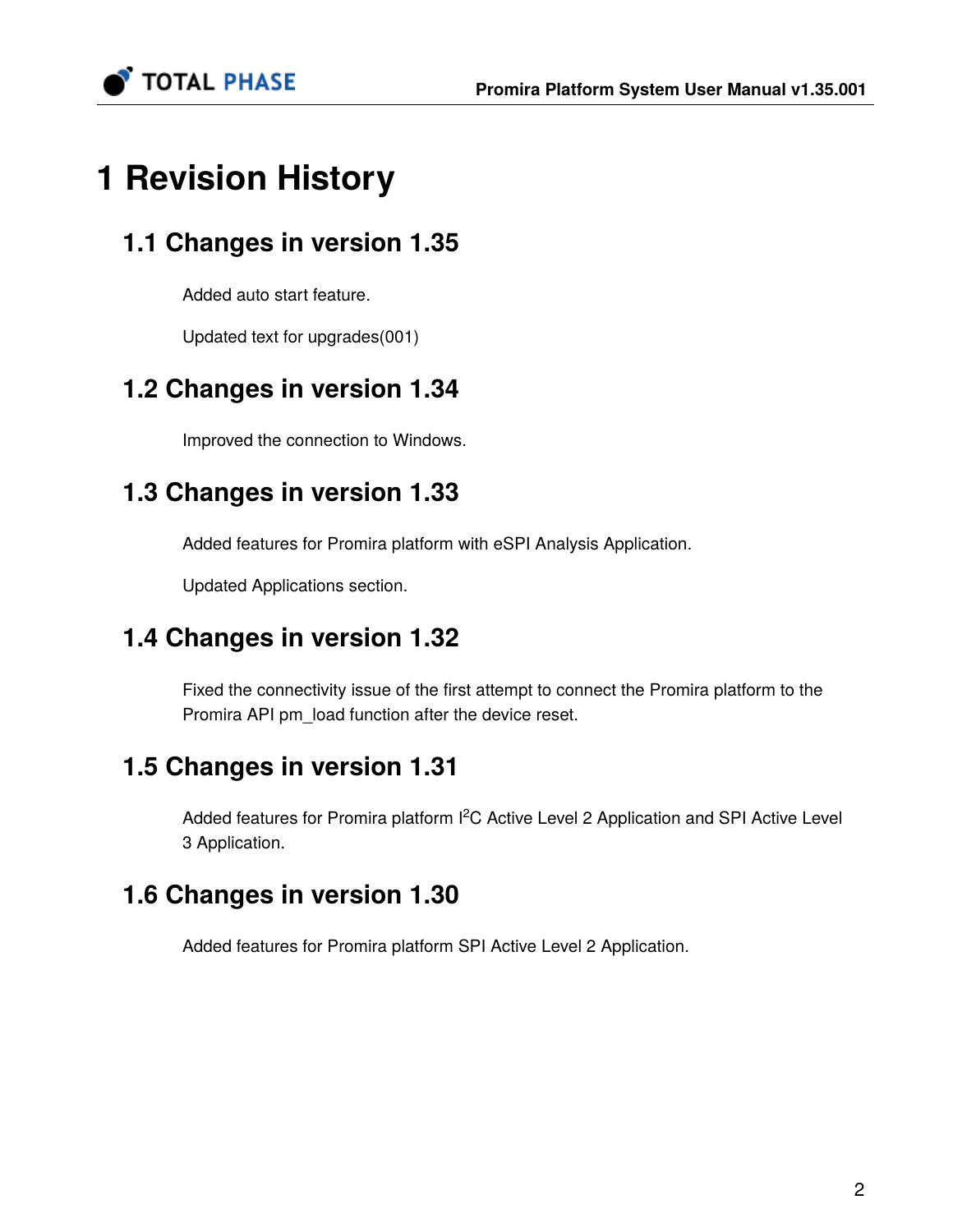# 1 Revision History

## 1.1 Changes in version 1.35

Added auto start feature.

Updated text for upgrades(001)

## 1.2 Changes in version 1.34

Improved the connection to Windows.

## 1.3 Changes in version 1.33

Added features for Promira platform with eSPI Analysis Application.

Updated Applications section.

## 1.4 Changes in version 1.32

Fixed the connectivity issue of the first attempt to connect the Promira platform to the Promira API pm_load function after the device reset.

## 1.5 Changes in version 1.31

Added features for Promira platform $I^2C$ Active Level 2 Application and SPI Active Level 3 Application.

## 1.6 Changes in version 1.30

Added features for Promira platform SPI Active Level 2 Application.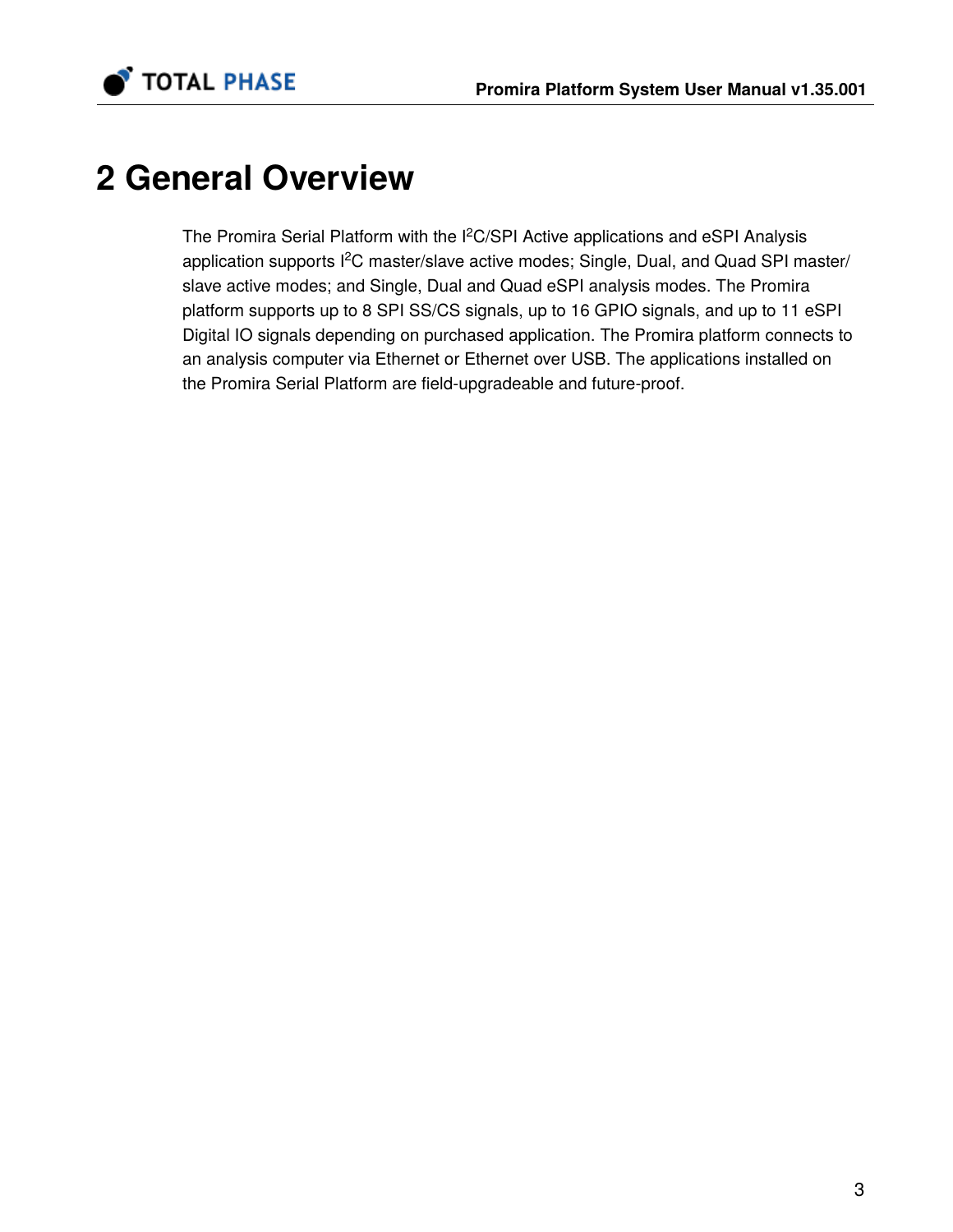# 2 General Overview

The Promira Serial Platform with the I$^2$C/SPI Active applications and eSPI Analysis application supports I$^2$C master/slave active modes; Single, Dual, and Quad SPI master/slave active modes; and Single, Dual and Quad eSPI analysis modes. The Promira platform supports up to 8 SPI SS/CS signals, up to 16 GPIO signals, and up to 11 eSPI Digital IO signals depending on purchased application. The Promira platform connects to an analysis computer via Ethernet or Ethernet over USB. The applications installed on the Promira Serial Platform are field-upgradeable and future-proof.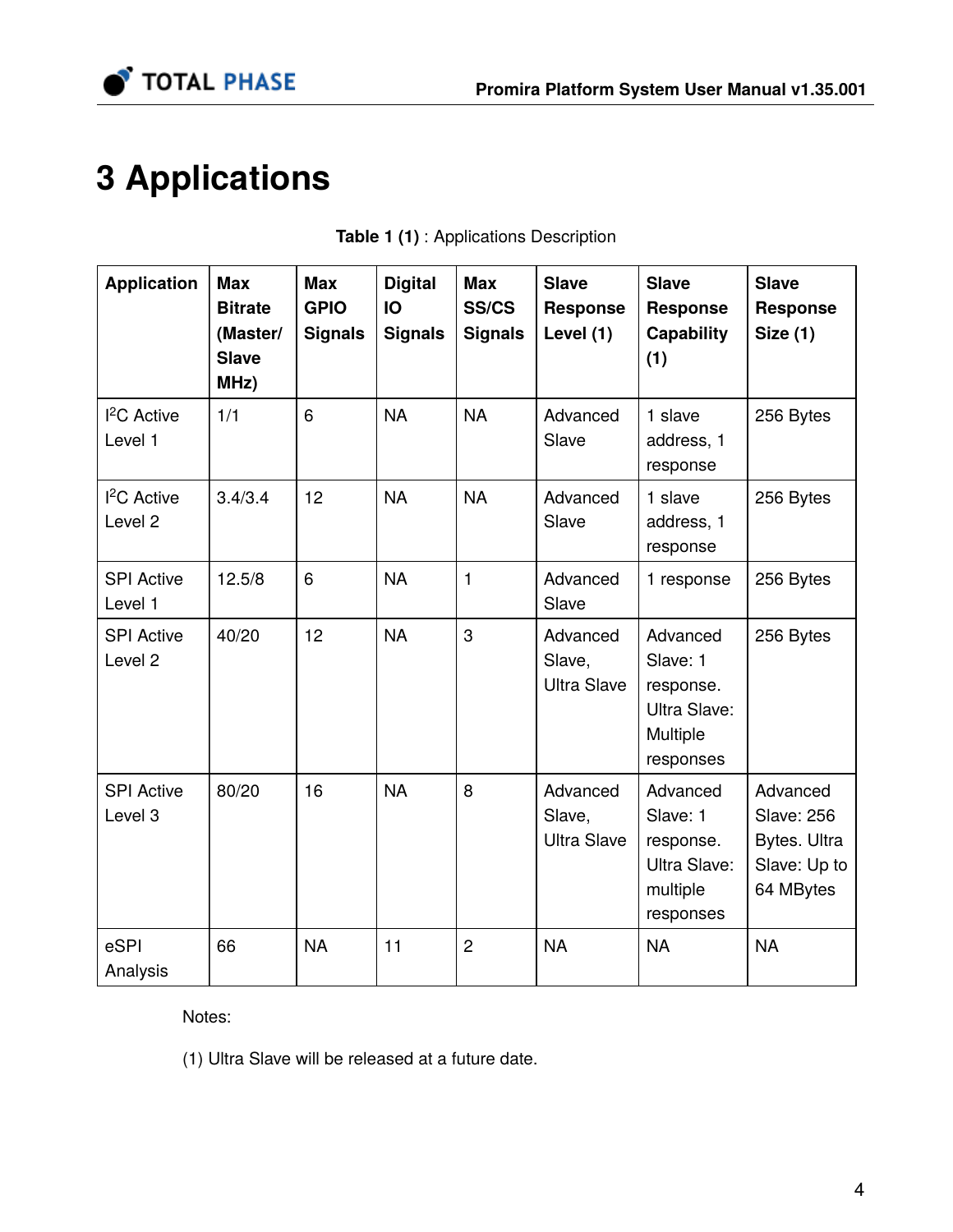# 3 Applications

**Table 1 (1)** : Applications Description

| Application | Max Bitrate (Master/ Slave MHz) | Max GPIO Signals | Digital IO Signals | Max SS/CS Signals | Slave Response Level (1) | Slave Response Capability (1) | Slave Response Size (1) |
|---|---|---|---|---|---|---|---|
| I²C Active Level 1 | 1/1 | 6 | NA | NA | Advanced Slave | 1 slave address, 1 response | 256 Bytes |
| I²C Active Level 2 | 3.4/3.4 | 12 | NA | NA | Advanced Slave | 1 slave address, 1 response | 256 Bytes |
| SPI Active Level 1 | 12.5/8 | 6 | NA | 1 | Advanced Slave | 1 response | 256 Bytes |
| SPI Active Level 2 | 40/20 | 12 | NA | 3 | Advanced Slave, Ultra Slave | Advanced Slave: 1 response. Ultra Slave: Multiple responses | 256 Bytes |
| SPI Active Level 3 | 80/20 | 16 | NA | 8 | Advanced Slave, Ultra Slave | Advanced Slave: 1 response. Ultra Slave: multiple responses | Advanced Slave: 256 Bytes. Ultra Slave: Up to 64 MBytes |
| eSPI Analysis | 66 | NA | 11 | 2 | NA | NA | NA |

Notes:

(1) Ultra Slave will be released at a future date.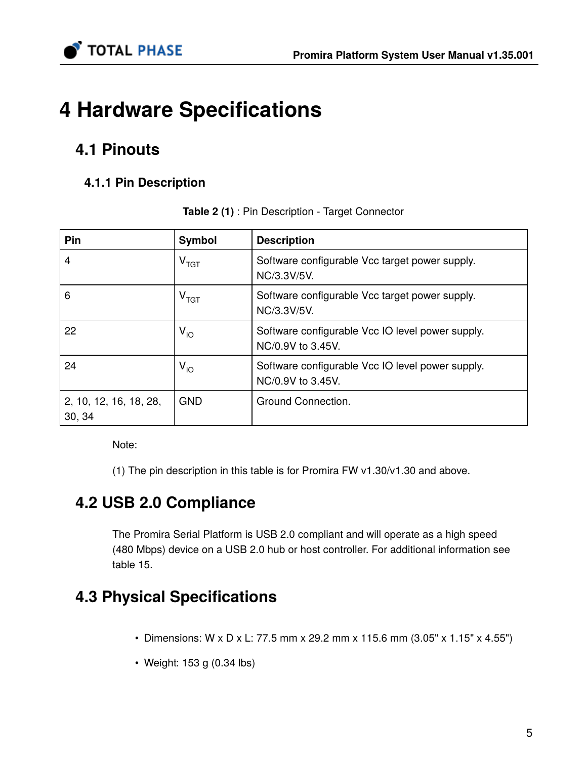# 4 Hardware Specifications

## 4.1 Pinouts

### 4.1.1 Pin Description

**Table 2 (1)** : Pin Description - Target Connector

| Pin | Symbol | Description |
|---|---|---|
| 4 | $V_{TGT}$ | Software configurable Vcc target power supply. NC/3.3V/5V. |
| 6 | $V_{TGT}$ | Software configurable Vcc target power supply. NC/3.3V/5V. |
| 22 | $V_{IO}$ | Software configurable Vcc IO level power supply. NC/0.9V to 3.45V. |
| 24 | $V_{IO}$ | Software configurable Vcc IO level power supply. NC/0.9V to 3.45V. |
| 2, 10, 12, 16, 18, 28, 30, 34 | GND | Ground Connection. |

Note:

(1) The pin description in this table is for Promira FW v1.30/v1.30 and above.

## 4.2 USB 2.0 Compliance

The Promira Serial Platform is USB 2.0 compliant and will operate as a high speed (480 Mbps) device on a USB 2.0 hub or host controller. For additional information see table 15.

## 4.3 Physical Specifications

- Dimensions: W x D x L: 77.5 mm x 29.2 mm x 115.6 mm (3.05" x 1.15" x 4.55")
- Weight: 153 g (0.34 lbs)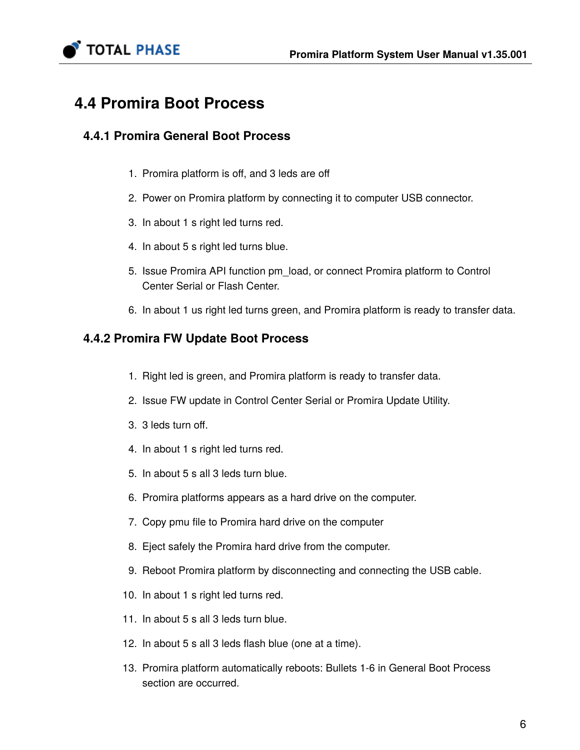## 4.4 Promira Boot Process

### 4.4.1 Promira General Boot Process

1. Promira platform is off, and 3 leds are off
2. Power on Promira platform by connecting it to computer USB connector.
3. In about 1 s right led turns red.
4. In about 5 s right led turns blue.
5. Issue Promira API function pm_load, or connect Promira platform to Control Center Serial or Flash Center.
6. In about 1 us right led turns green, and Promira platform is ready to transfer data.

### 4.4.2 Promira FW Update Boot Process

1. Right led is green, and Promira platform is ready to transfer data.
2. Issue FW update in Control Center Serial or Promira Update Utility.
3. 3 leds turn off.
4. In about 1 s right led turns red.
5. In about 5 s all 3 leds turn blue.
6. Promira platforms appears as a hard drive on the computer.
7. Copy pmu file to Promira hard drive on the computer
8. Eject safely the Promira hard drive from the computer.
9. Reboot Promira platform by disconnecting and connecting the USB cable.
10. In about 1 s right led turns red.
11. In about 5 s all 3 leds turn blue.
12. In about 5 s all 3 leds flash blue (one at a time).
13. Promira platform automatically reboots: Bullets 1-6 in General Boot Process section are occurred.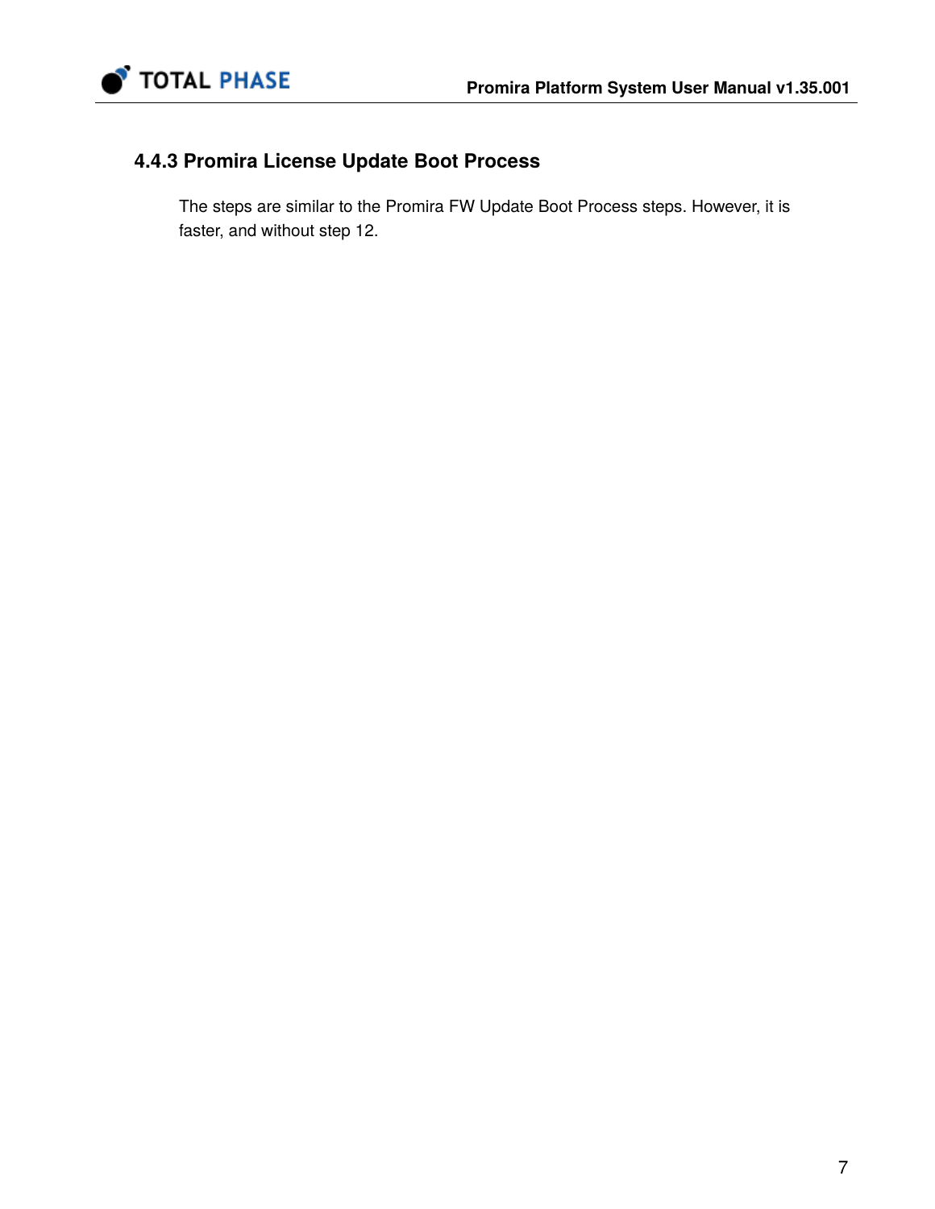### 4.4.3 Promira License Update Boot Process

The steps are similar to the Promira FW Update Boot Process steps. However, it is faster, and without step 12.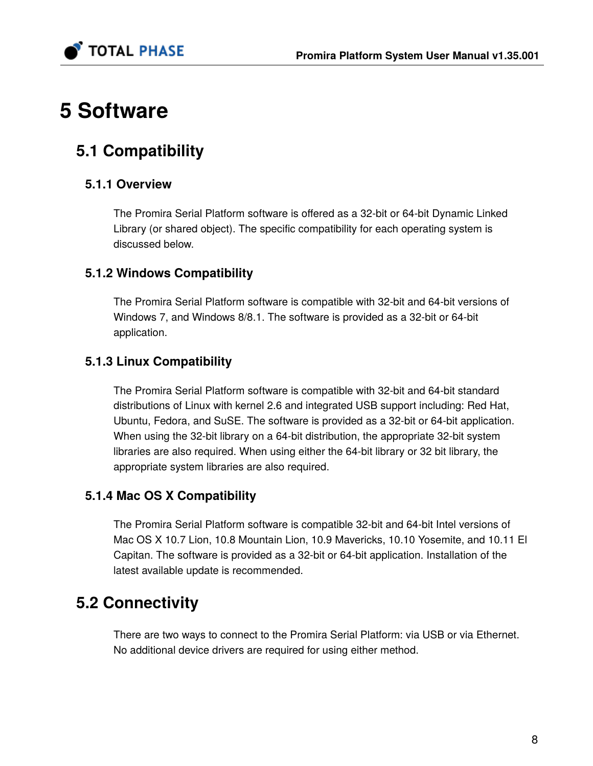# 5 Software

## 5.1 Compatibility

### 5.1.1 Overview

The Promira Serial Platform software is offered as a 32-bit or 64-bit Dynamic Linked Library (or shared object). The specific compatibility for each operating system is discussed below.

### 5.1.2 Windows Compatibility

The Promira Serial Platform software is compatible with 32-bit and 64-bit versions of Windows 7, and Windows 8/8.1. The software is provided as a 32-bit or 64-bit application.

### 5.1.3 Linux Compatibility

The Promira Serial Platform software is compatible with 32-bit and 64-bit standard distributions of Linux with kernel 2.6 and integrated USB support including: Red Hat, Ubuntu, Fedora, and SuSE. The software is provided as a 32-bit or 64-bit application. When using the 32-bit library on a 64-bit distribution, the appropriate 32-bit system libraries are also required. When using either the 64-bit library or 32 bit library, the appropriate system libraries are also required.

### 5.1.4 Mac OS X Compatibility

The Promira Serial Platform software is compatible 32-bit and 64-bit Intel versions of Mac OS X 10.7 Lion, 10.8 Mountain Lion, 10.9 Mavericks, 10.10 Yosemite, and 10.11 El Capitan. The software is provided as a 32-bit or 64-bit application. Installation of the latest available update is recommended.

## 5.2 Connectivity

There are two ways to connect to the Promira Serial Platform: via USB or via Ethernet. No additional device drivers are required for using either method.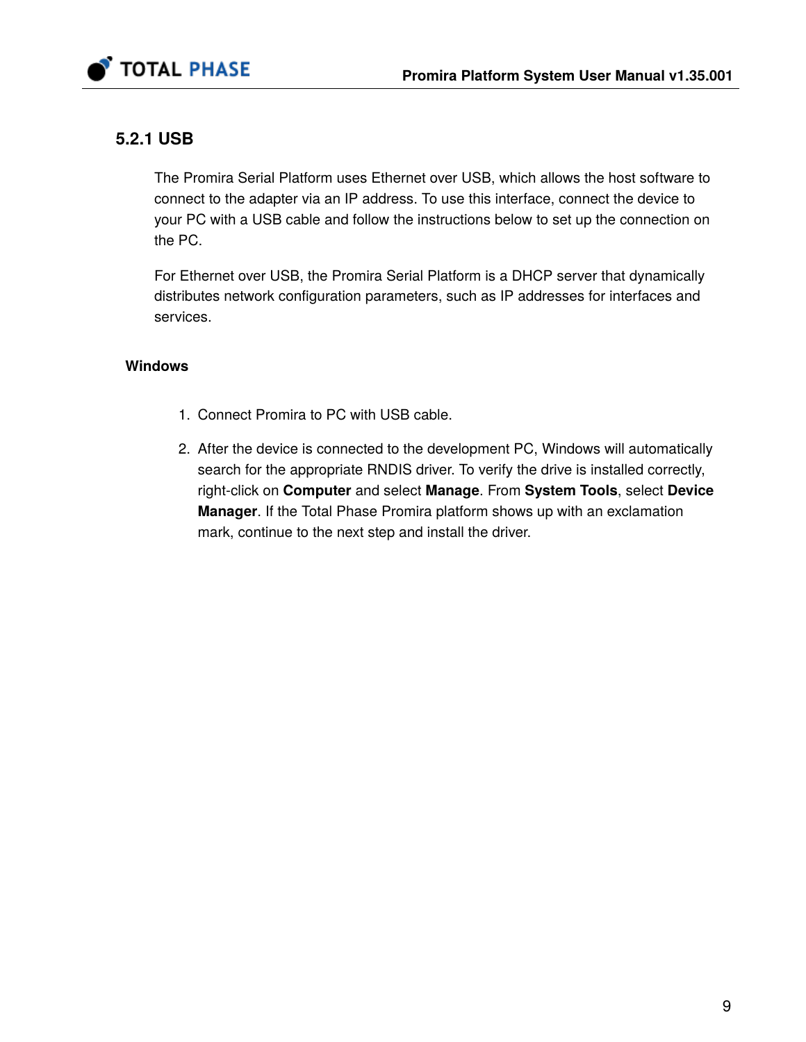### 5.2.1 USB

The Promira Serial Platform uses Ethernet over USB, which allows the host software to connect to the adapter via an IP address. To use this interface, connect the device to your PC with a USB cable and follow the instructions below to set up the connection on the PC.

For Ethernet over USB, the Promira Serial Platform is a DHCP server that dynamically distributes network configuration parameters, such as IP addresses for interfaces and services.

#### Windows

1. Connect Promira to PC with USB cable.
2. After the device is connected to the development PC, Windows will automatically search for the appropriate RNDIS driver. To verify the drive is installed correctly, right-click on **Computer** and select **Manage**. From **System Tools**, select **Device Manager**. If the Total Phase Promira platform shows up with an exclamation mark, continue to the next step and install the driver.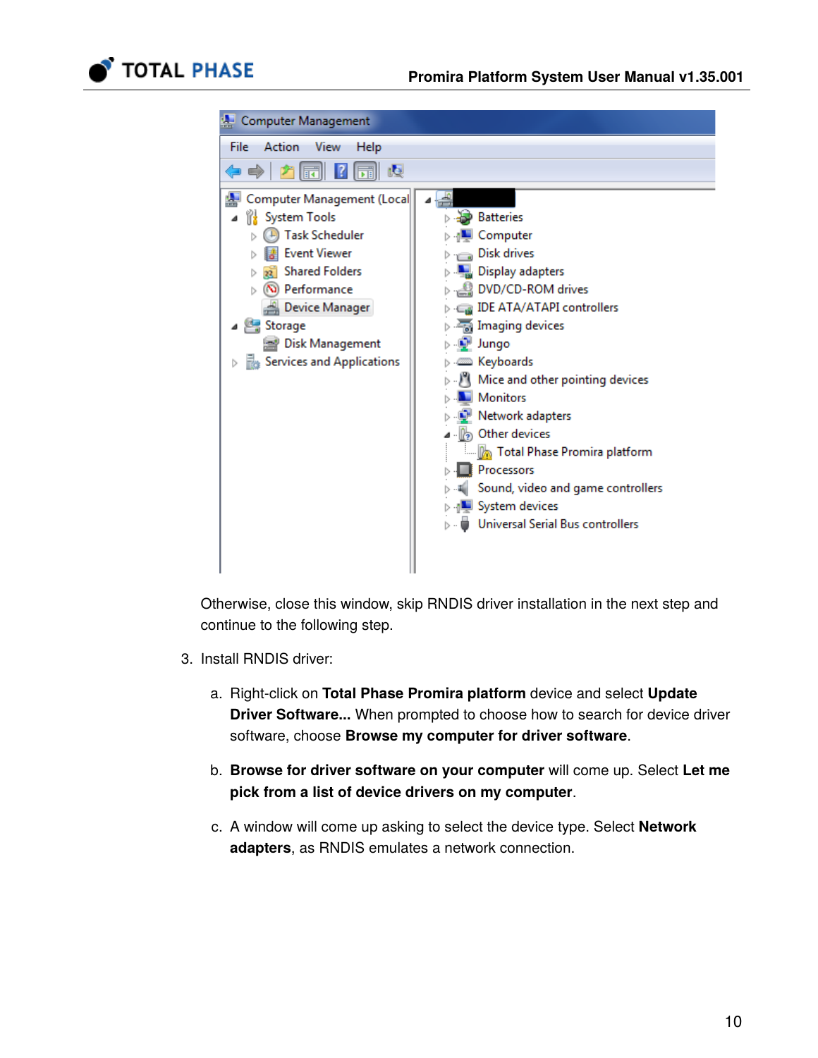Otherwise, close this window, skip RNDIS driver installation in the next step and continue to the following step.

3. Install RNDIS driver:

   a. Right-click on **Total Phase Promira platform** device and select **Update Driver Software...** When prompted to choose how to search for device driver software, choose **Browse my computer for driver software**.

   b. **Browse for driver software on your computer** will come up. Select **Let me pick from a list of device drivers on my computer**.

   c. A window will come up asking to select the device type. Select **Network adapters**, as RNDIS emulates a network connection.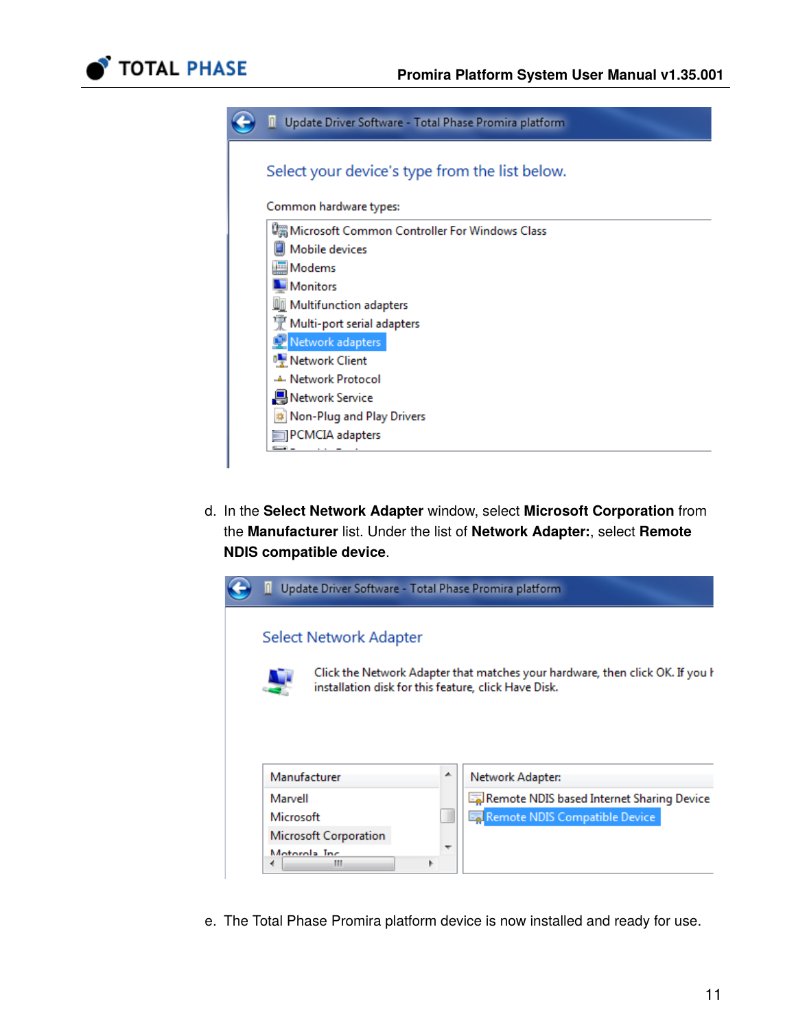d. In the **Select Network Adapter** window, select **Microsoft Corporation** from the **Manufacturer** list. Under the list of **Network Adapter:**, select **Remote NDIS compatible device**.

e. The Total Phase Promira platform device is now installed and ready for use.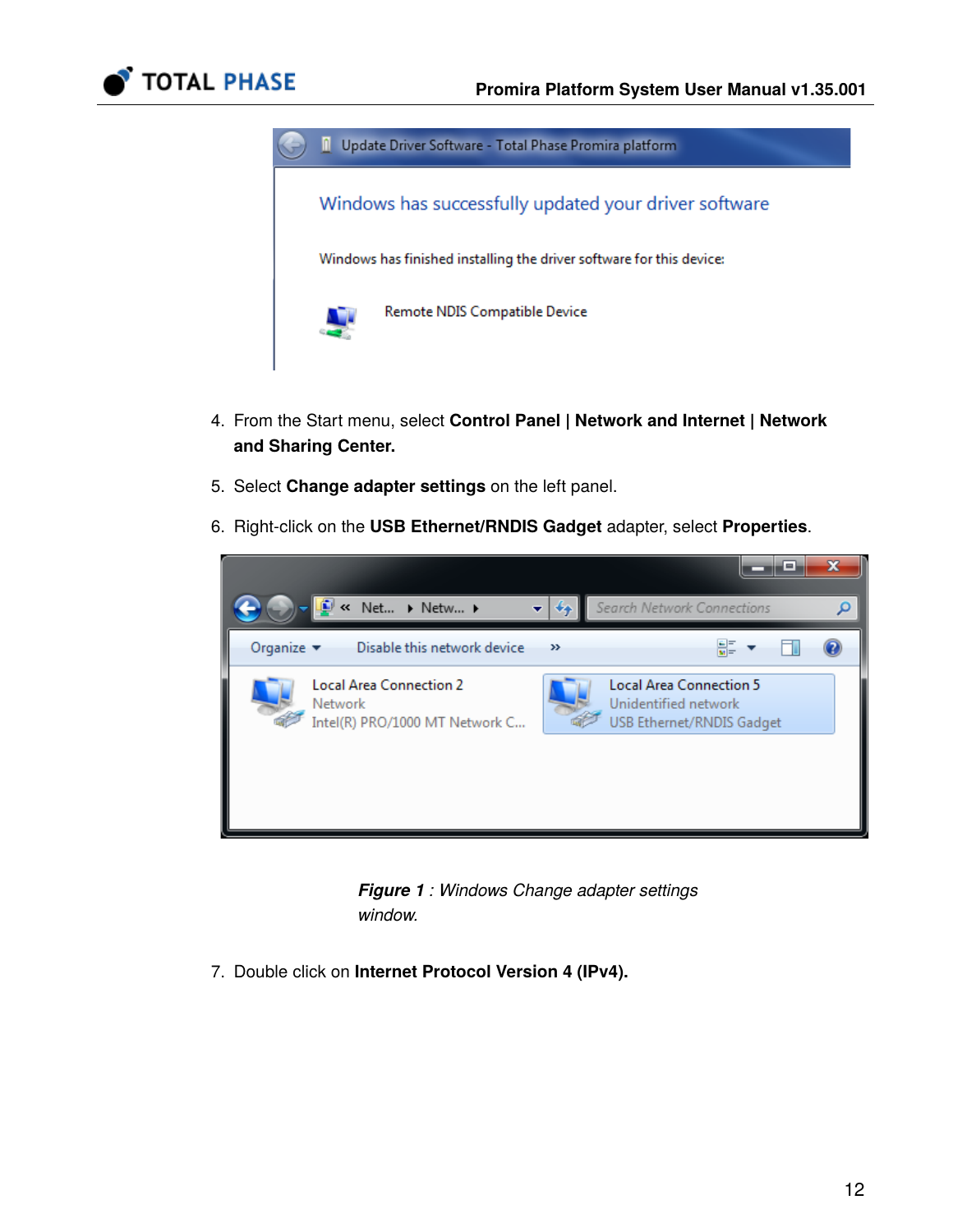4. From the Start menu, select **Control Panel | Network and Internet | Network and Sharing Center.**
5. Select **Change adapter settings** on the left panel.
6. Right-click on the **USB Ethernet/RNDIS Gadget** adapter, select **Properties**.

***Figure 1** : Windows Change adapter settings window.*

7. Double click on **Internet Protocol Version 4 (IPv4).**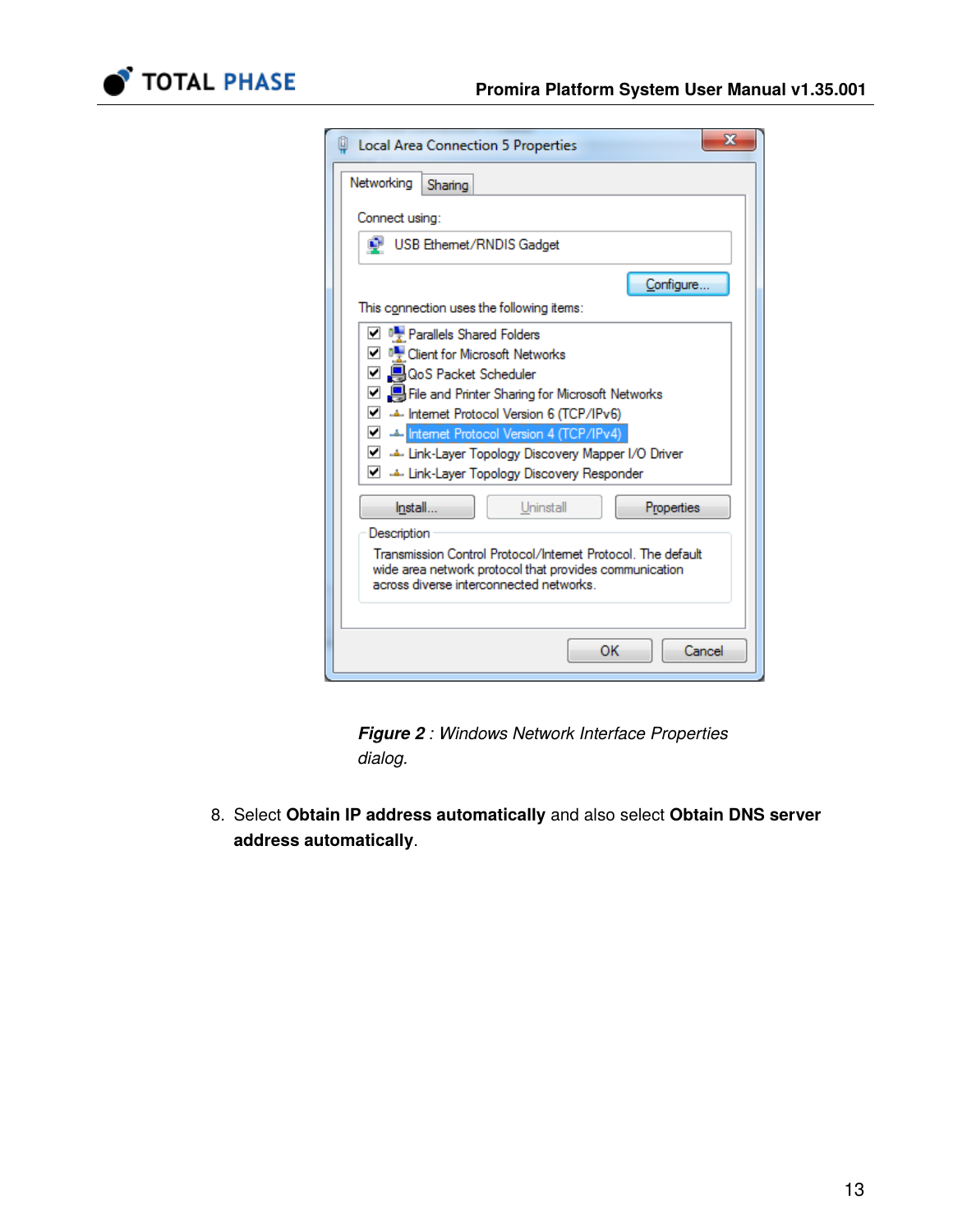*Figure 2 : Windows Network Interface Properties dialog.*

8. Select **Obtain IP address automatically** and also select **Obtain DNS server address automatically**.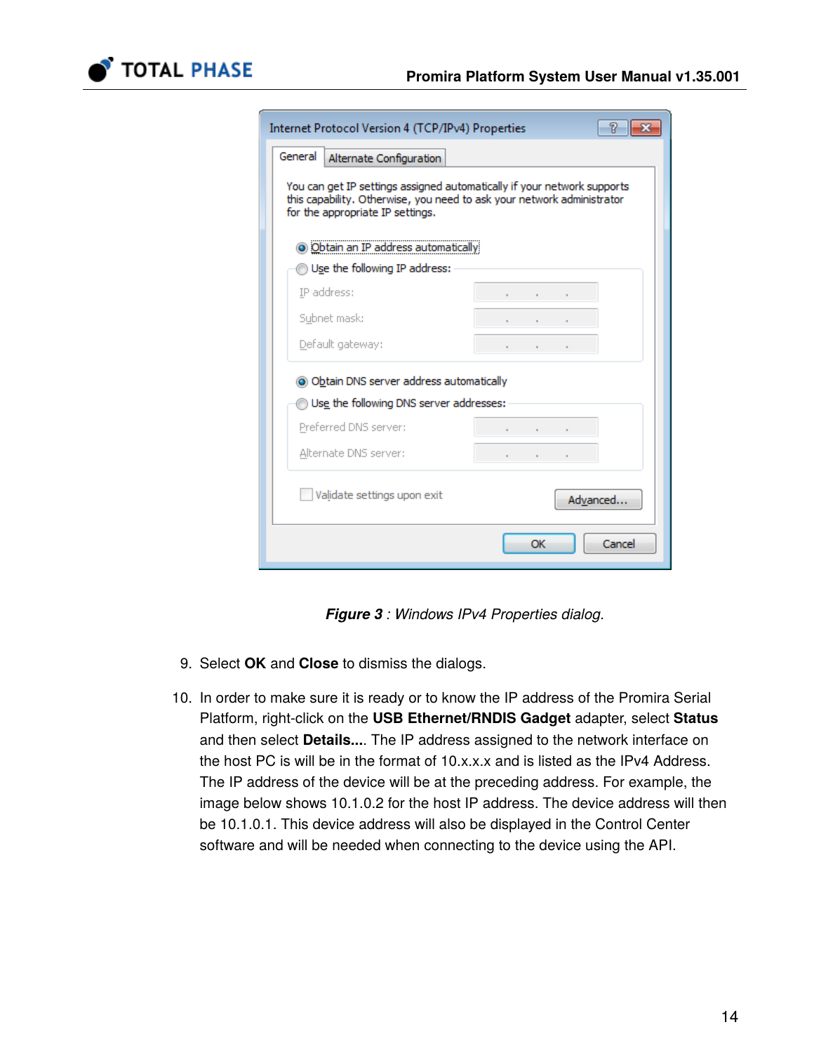*__Figure 3__ : Windows IPv4 Properties dialog.*

9. Select **OK** and **Close** to dismiss the dialogs.

10. In order to make sure it is ready or to know the IP address of the Promira Serial Platform, right-click on the **USB Ethernet/RNDIS Gadget** adapter, select **Status** and then select **Details...**. The IP address assigned to the network interface on the host PC is will be in the format of 10.x.x.x and is listed as the IPv4 Address. The IP address of the device will be at the preceding address. For example, the image below shows 10.1.0.2 for the host IP address. The device address will then be 10.1.0.1. This device address will also be displayed in the Control Center software and will be needed when connecting to the device using the API.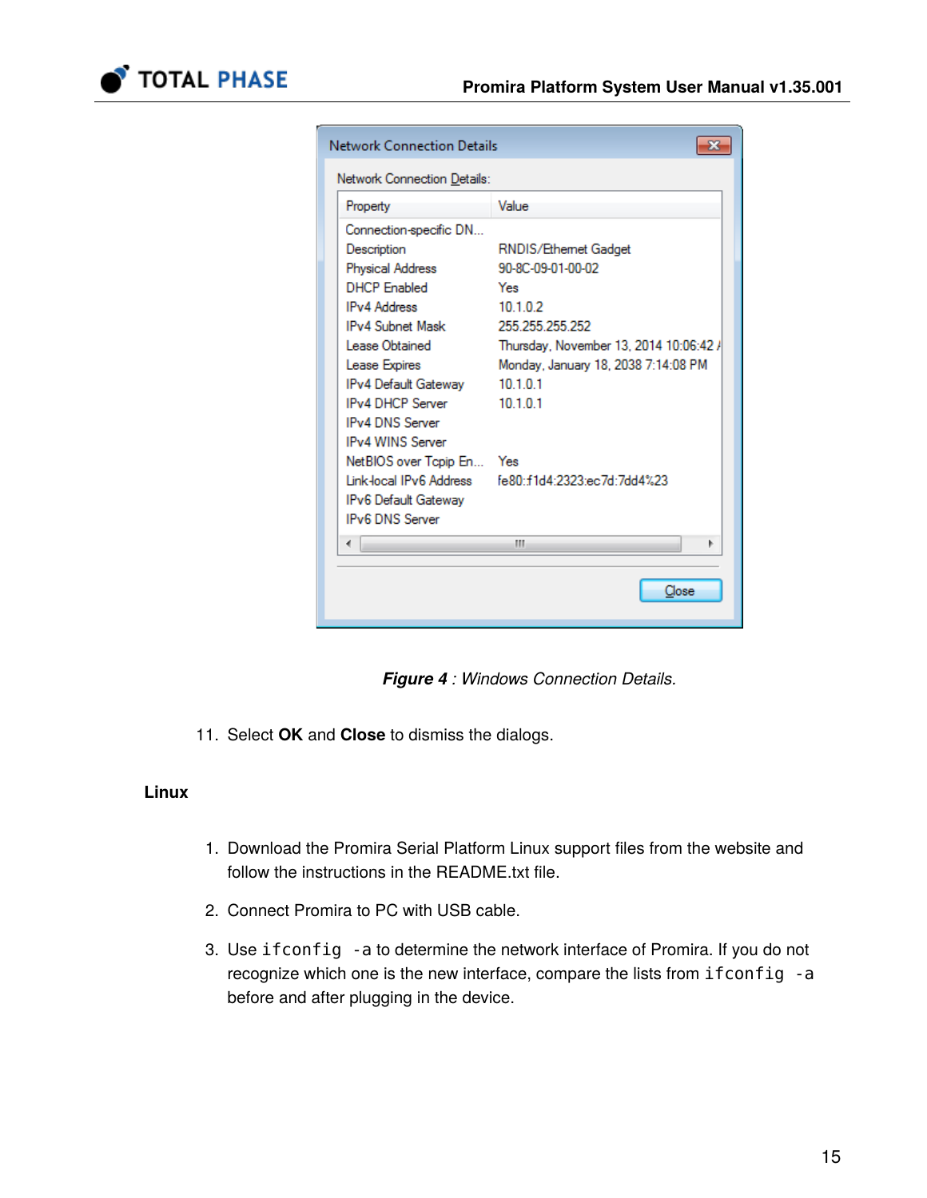**Network Connection Details**

Network Connection Details:

| Property | Value |
| --- | --- |
| Connection-specific DN... | |
| Description | RNDIS/Ethernet Gadget |
| Physical Address | 90-8C-09-01-00-02 |
| DHCP Enabled | Yes |
| IPv4 Address | 10.1.0.2 |
| IPv4 Subnet Mask | 255.255.255.252 |
| Lease Obtained | Thursday, November 13, 2014 10:06:42 A |
| Lease Expires | Monday, January 18, 2038 7:14:08 PM |
| IPv4 Default Gateway | 10.1.0.1 |
| IPv4 DHCP Server | 10.1.0.1 |
| IPv4 DNS Server | |
| IPv4 WINS Server | |
| NetBIOS over Tcpip En... | Yes |
| Link-local IPv6 Address | fe80::f1d4:2323:ec7d:7dd4%23 |
| IPv6 Default Gateway | |
| IPv6 DNS Server | |

Close

***Figure 4*** *: Windows Connection Details.*

11. Select **OK** and **Close** to dismiss the dialogs.

**Linux**

1. Download the Promira Serial Platform Linux support files from the website and follow the instructions in the README.txt file.
2. Connect Promira to PC with USB cable.
3. Use `ifconfig -a` to determine the network interface of Promira. If you do not recognize which one is the new interface, compare the lists from `ifconfig -a` before and after plugging in the device.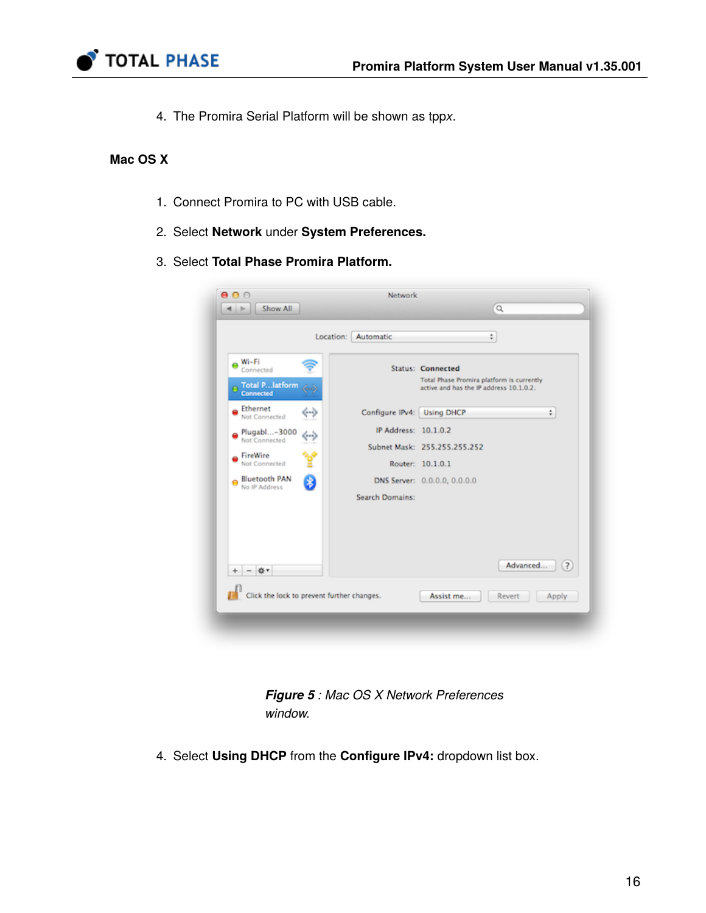4. The Promira Serial Platform will be shown as tppx.

### Mac OS X

1. Connect Promira to PC with USB cable.
2. Select **Network** under **System Preferences.**
3. Select **Total Phase Promira Platform.**

***Figure 5*** *: Mac OS X Network Preferences window.*

4. Select **Using DHCP** from the **Configure IPv4:** dropdown list box.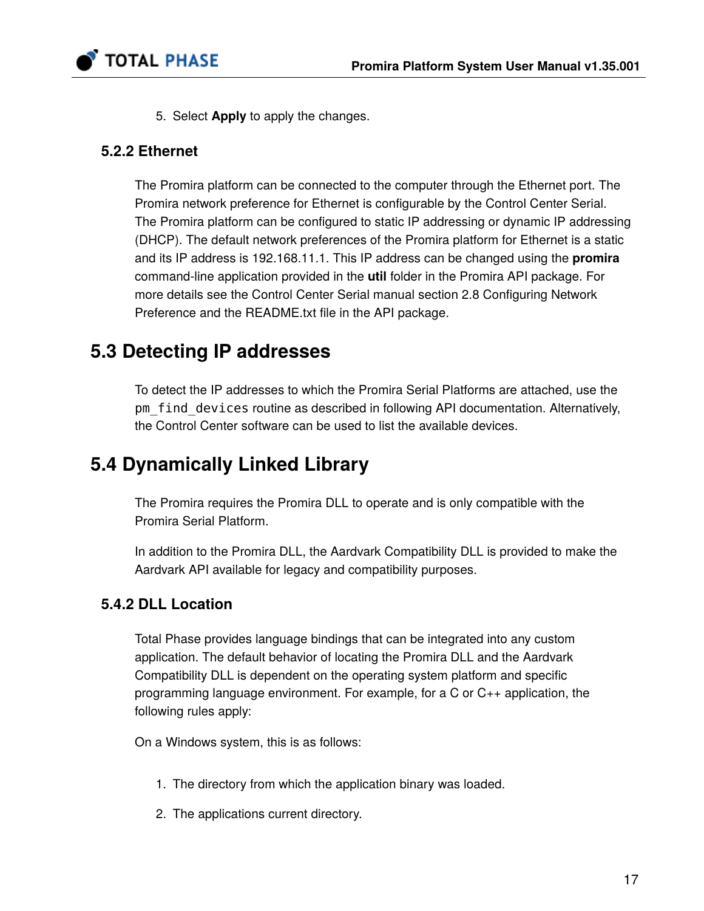5. Select **Apply** to apply the changes.

### 5.2.2 Ethernet

The Promira platform can be connected to the computer through the Ethernet port. The Promira network preference for Ethernet is configurable by the Control Center Serial. The Promira platform can be configured to static IP addressing or dynamic IP addressing (DHCP). The default network preferences of the Promira platform for Ethernet is a static and its IP address is 192.168.11.1. This IP address can be changed using the **promira** command-line application provided in the **util** folder in the Promira API package. For more details see the Control Center Serial manual section 2.8 Configuring Network Preference and the README.txt file in the API package.

## 5.3 Detecting IP addresses

To detect the IP addresses to which the Promira Serial Platforms are attached, use the `pm_find_devices` routine as described in following API documentation. Alternatively, the Control Center software can be used to list the available devices.

## 5.4 Dynamically Linked Library

The Promira requires the Promira DLL to operate and is only compatible with the Promira Serial Platform.

In addition to the Promira DLL, the Aardvark Compatibility DLL is provided to make the Aardvark API available for legacy and compatibility purposes.

### 5.4.2 DLL Location

Total Phase provides language bindings that can be integrated into any custom application. The default behavior of locating the Promira DLL and the Aardvark Compatibility DLL is dependent on the operating system platform and specific programming language environment. For example, for a C or C++ application, the following rules apply:

On a Windows system, this is as follows:

1. The directory from which the application binary was loaded.
2. The applications current directory.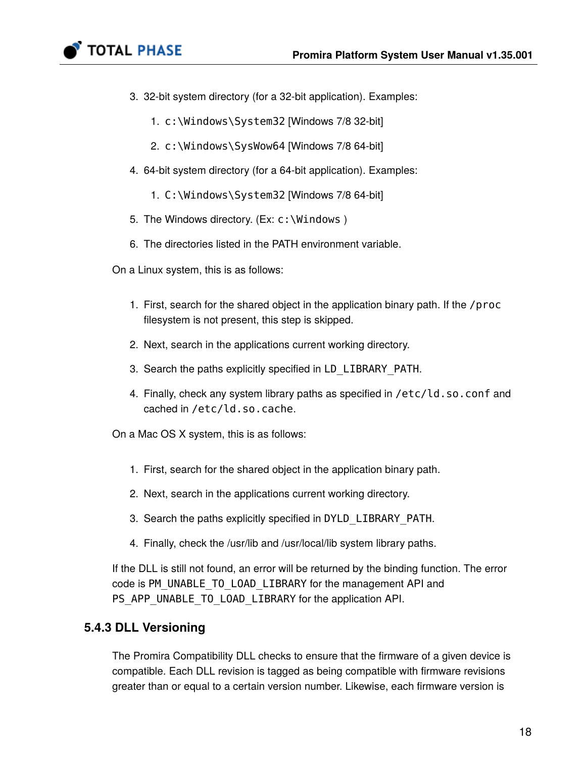3. 32-bit system directory (for a 32-bit application). Examples:
    1. `c:\Windows\System32` [Windows 7/8 32-bit]
    2. `c:\Windows\SysWow64` [Windows 7/8 64-bit]
4. 64-bit system directory (for a 64-bit application). Examples:
    1. `C:\Windows\System32` [Windows 7/8 64-bit]
5. The Windows directory. (Ex: `c:\Windows` )
6. The directories listed in the PATH environment variable.

On a Linux system, this is as follows:

1. First, search for the shared object in the application binary path. If the `/proc` filesystem is not present, this step is skipped.
2. Next, search in the applications current working directory.
3. Search the paths explicitly specified in `LD_LIBRARY_PATH`.
4. Finally, check any system library paths as specified in `/etc/ld.so.conf` and cached in `/etc/ld.so.cache`.

On a Mac OS X system, this is as follows:

1. First, search for the shared object in the application binary path.
2. Next, search in the applications current working directory.
3. Search the paths explicitly specified in `DYLD_LIBRARY_PATH`.
4. Finally, check the /usr/lib and /usr/local/lib system library paths.

If the DLL is still not found, an error will be returned by the binding function. The error code is `PM_UNABLE_TO_LOAD_LIBRARY` for the management API and `PS_APP_UNABLE_TO_LOAD_LIBRARY` for the application API.

### 5.4.3 DLL Versioning

The Promira Compatibility DLL checks to ensure that the firmware of a given device is compatible. Each DLL revision is tagged as being compatible with firmware revisions greater than or equal to a certain version number. Likewise, each firmware version is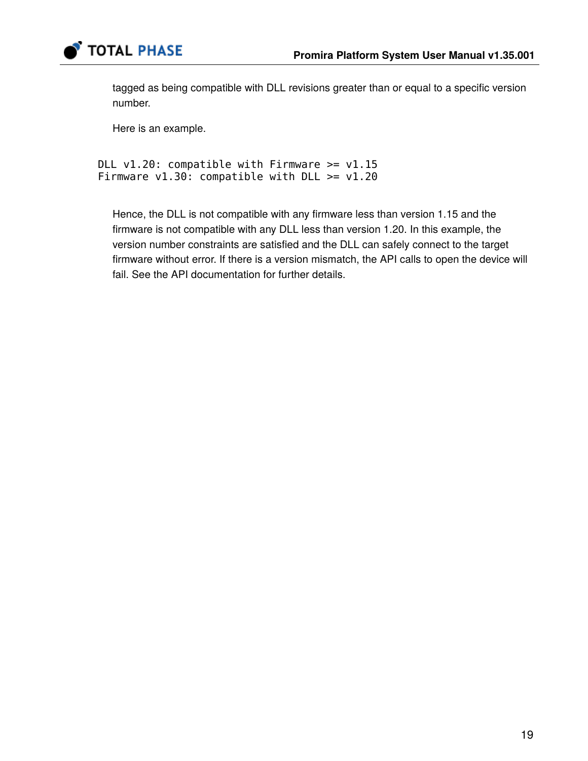tagged as being compatible with DLL revisions greater than or equal to a specific version number.

Here is an example.

```
DLL v1.20: compatible with Firmware >= v1.15
Firmware v1.30: compatible with DLL >= v1.20
```

Hence, the DLL is not compatible with any firmware less than version 1.15 and the firmware is not compatible with any DLL less than version 1.20. In this example, the version number constraints are satisfied and the DLL can safely connect to the target firmware without error. If there is a version mismatch, the API calls to open the device will fail. See the API documentation for further details.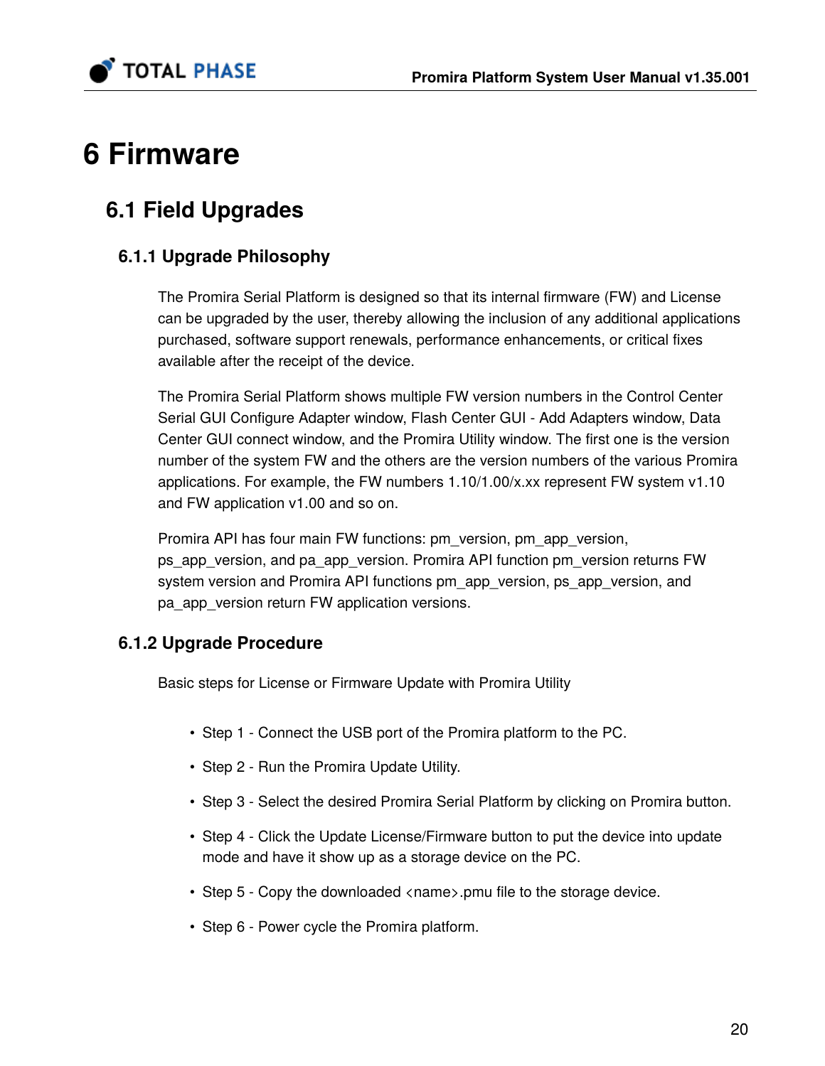# 6 Firmware

## 6.1 Field Upgrades

### 6.1.1 Upgrade Philosophy

The Promira Serial Platform is designed so that its internal firmware (FW) and License can be upgraded by the user, thereby allowing the inclusion of any additional applications purchased, software support renewals, performance enhancements, or critical fixes available after the receipt of the device.

The Promira Serial Platform shows multiple FW version numbers in the Control Center Serial GUI Configure Adapter window, Flash Center GUI - Add Adapters window, Data Center GUI connect window, and the Promira Utility window. The first one is the version number of the system FW and the others are the version numbers of the various Promira applications. For example, the FW numbers 1.10/1.00/x.xx represent FW system v1.10 and FW application v1.00 and so on.

Promira API has four main FW functions: pm_version, pm_app_version, ps_app_version, and pa_app_version. Promira API function pm_version returns FW system version and Promira API functions pm_app_version, ps_app_version, and pa_app_version return FW application versions.

### 6.1.2 Upgrade Procedure

Basic steps for License or Firmware Update with Promira Utility

- Step 1 - Connect the USB port of the Promira platform to the PC.
- Step 2 - Run the Promira Update Utility.
- Step 3 - Select the desired Promira Serial Platform by clicking on Promira button.
- Step 4 - Click the Update License/Firmware button to put the device into update mode and have it show up as a storage device on the PC.
- Step 5 - Copy the downloaded <name>.pmu file to the storage device.
- Step 6 - Power cycle the Promira platform.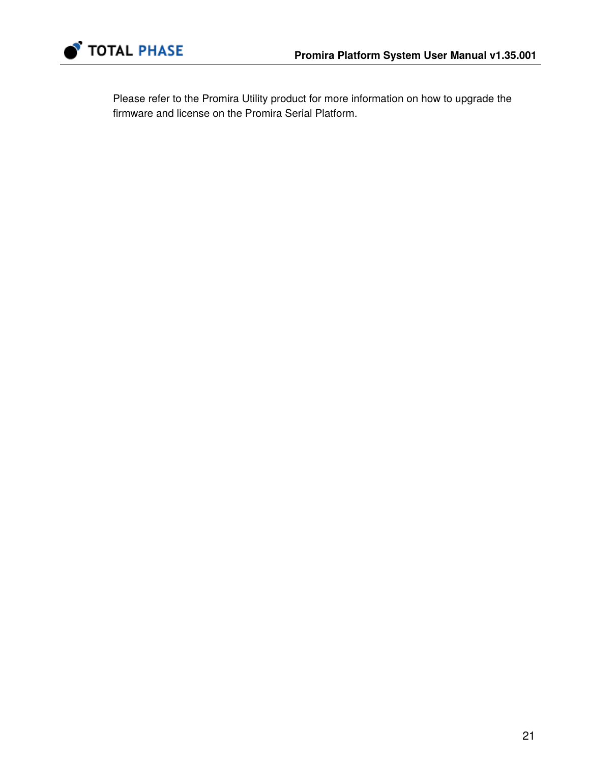Please refer to the Promira Utility product for more information on how to upgrade the firmware and license on the Promira Serial Platform.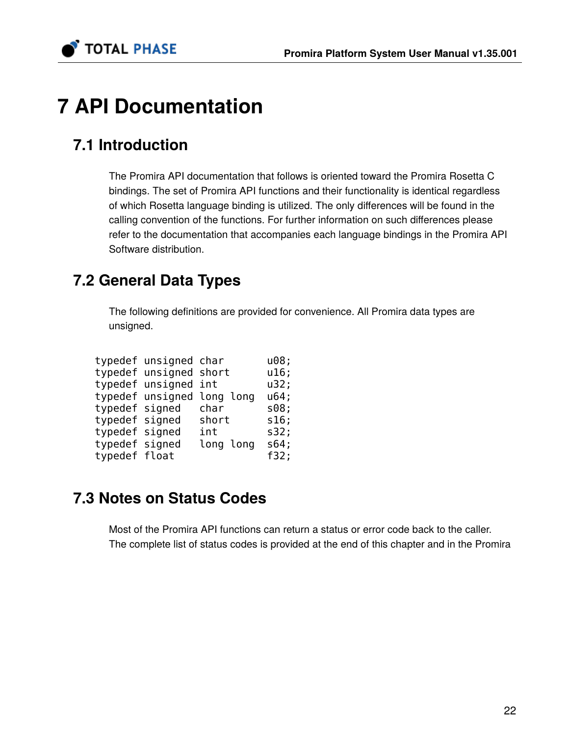# 7 API Documentation

## 7.1 Introduction

The Promira API documentation that follows is oriented toward the Promira Rosetta C bindings. The set of Promira API functions and their functionality is identical regardless of which Rosetta language binding is utilized. The only differences will be found in the calling convention of the functions. For further information on such differences please refer to the documentation that accompanies each language bindings in the Promira API Software distribution.

## 7.2 General Data Types

The following definitions are provided for convenience. All Promira data types are unsigned.

```
typedef unsigned char       u08;
typedef unsigned short      u16;
typedef unsigned int        u32;
typedef unsigned long long  u64;
typedef signed   char       s08;
typedef signed   short      s16;
typedef signed   int        s32;
typedef signed   long long  s64;
typedef float               f32;
```

## 7.3 Notes on Status Codes

Most of the Promira API functions can return a status or error code back to the caller. The complete list of status codes is provided at the end of this chapter and in the Promira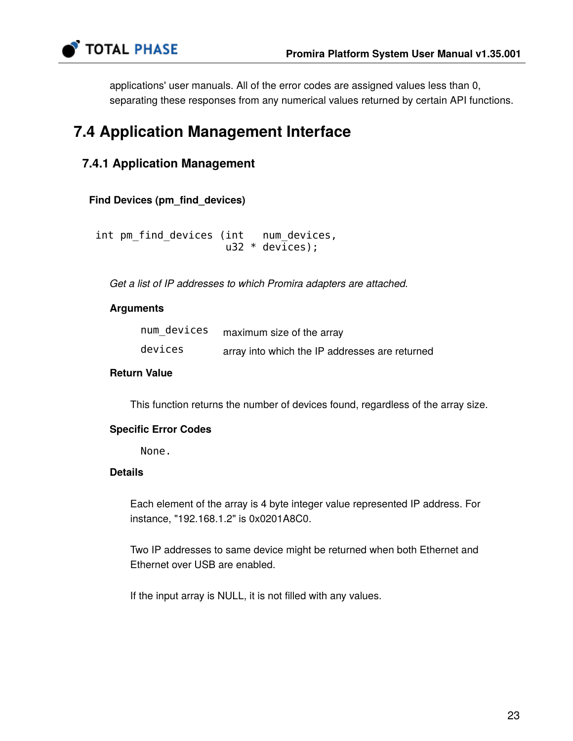applications' user manuals. All of the error codes are assigned values less than 0, separating these responses from any numerical values returned by certain API functions.

## 7.4 Application Management Interface

### 7.4.1 Application Management

#### Find Devices (pm_find_devices)

```
int pm_find_devices (int   num_devices,
                     u32 * devices);
```

*Get a list of IP addresses to which Promira adapters are attached.*

**Arguments**

| | |
|---|---|
| `num_devices` | maximum size of the array |
| `devices` | array into which the IP addresses are returned |

**Return Value**

This function returns the number of devices found, regardless of the array size.

**Specific Error Codes**

None.

**Details**

Each element of the array is 4 byte integer value represented IP address. For instance, "192.168.1.2" is 0x0201A8C0.

Two IP addresses to same device might be returned when both Ethernet and Ethernet over USB are enabled.

If the input array is NULL, it is not filled with any values.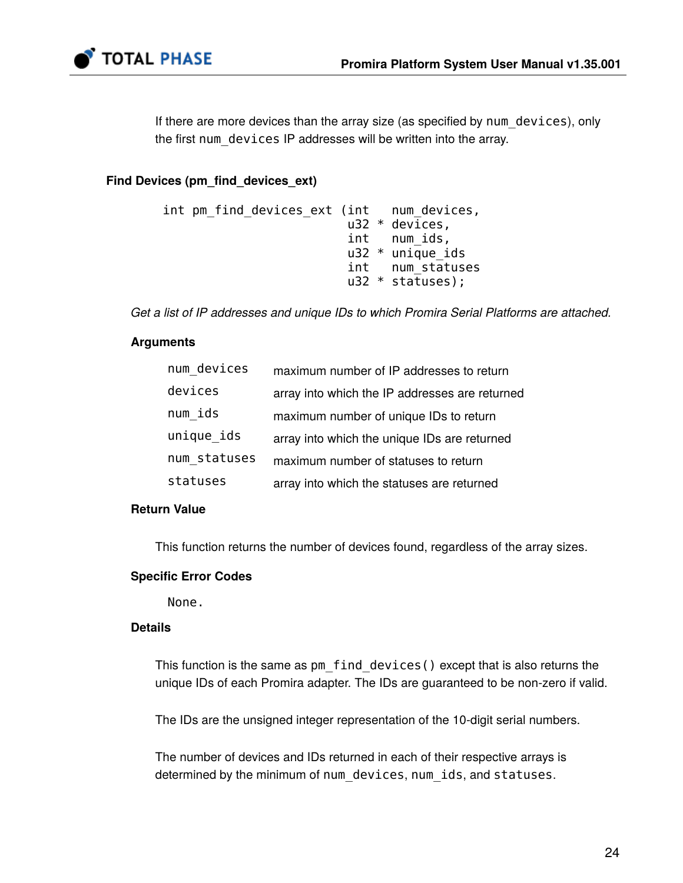If there are more devices than the array size (as specified by `num_devices`), only the first `num_devices` IP addresses will be written into the array.

### Find Devices (pm_find_devices_ext)

```
int pm_find_devices_ext (int   num_devices,
                         u32 * devices,
                         int   num_ids,
                         u32 * unique_ids
                         int   num_statuses
                         u32 * statuses);
```

*Get a list of IP addresses and unique IDs to which Promira Serial Platforms are attached.*

#### Arguments

| | |
|---|---|
| `num_devices` | maximum number of IP addresses to return |
| `devices` | array into which the IP addresses are returned |
| `num_ids` | maximum number of unique IDs to return |
| `unique_ids` | array into which the unique IDs are returned |
| `num_statuses` | maximum number of statuses to return |
| `statuses` | array into which the statuses are returned |

#### Return Value

This function returns the number of devices found, regardless of the array sizes.

#### Specific Error Codes

None.

#### Details

This function is the same as `pm_find_devices()` except that is also returns the unique IDs of each Promira adapter. The IDs are guaranteed to be non-zero if valid.

The IDs are the unsigned integer representation of the 10-digit serial numbers.

The number of devices and IDs returned in each of their respective arrays is determined by the minimum of `num_devices`, `num_ids`, and `statuses`.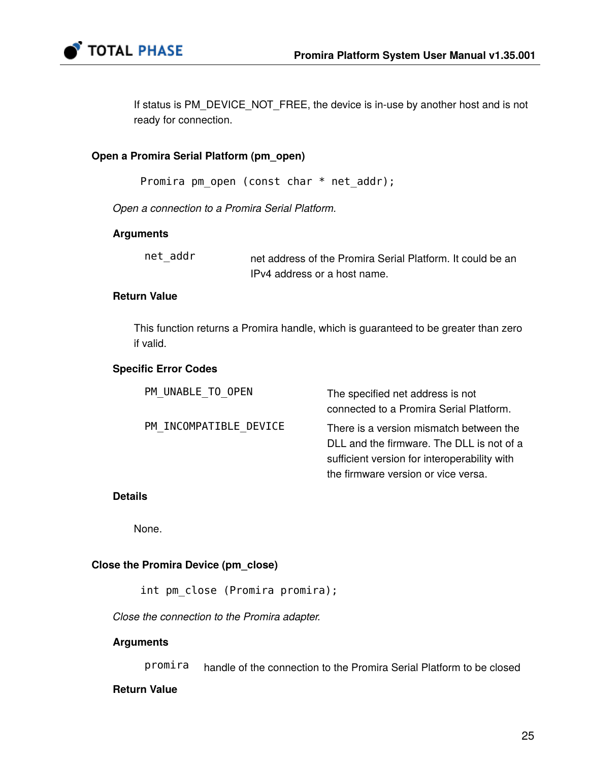If status is PM_DEVICE_NOT_FREE, the device is in-use by another host and is not ready for connection.

### Open a Promira Serial Platform (pm_open)

```
Promira pm_open (const char * net_addr);
```

*Open a connection to a Promira Serial Platform.*

#### Arguments

| | |
|---|---|
| `net_addr` | net address of the Promira Serial Platform. It could be an IPv4 address or a host name. |

#### Return Value

This function returns a Promira handle, which is guaranteed to be greater than zero if valid.

#### Specific Error Codes

| | |
|---|---|
| `PM_UNABLE_TO_OPEN` | The specified net address is not connected to a Promira Serial Platform. |
| `PM_INCOMPATIBLE_DEVICE` | There is a version mismatch between the DLL and the firmware. The DLL is not of a sufficient version for interoperability with the firmware version or vice versa. |

#### Details

None.

### Close the Promira Device (pm_close)

```
int pm_close (Promira promira);
```

*Close the connection to the Promira adapter.*

#### Arguments

| | |
|---|---|
| `promira` | handle of the connection to the Promira Serial Platform to be closed |

#### Return Value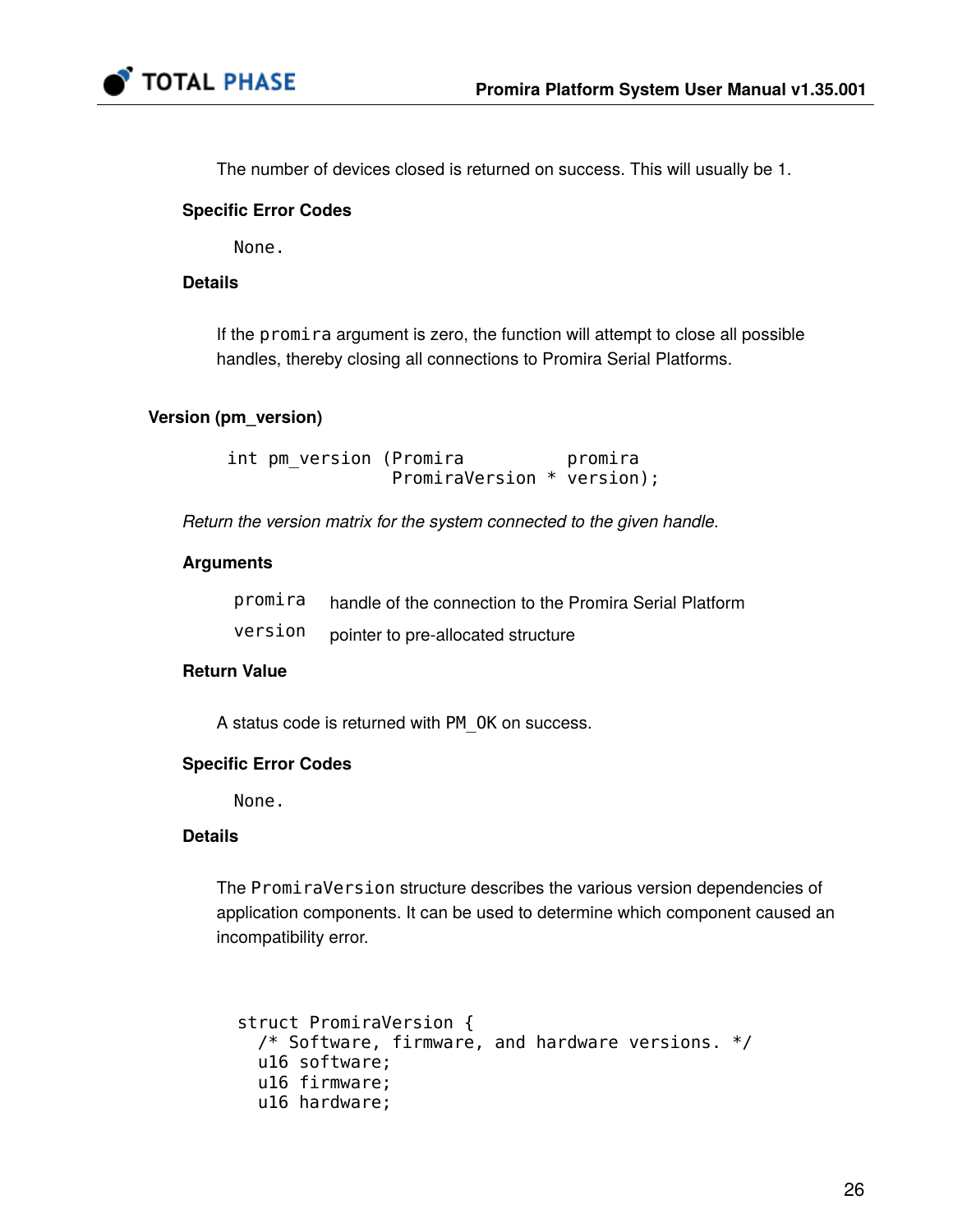The number of devices closed is returned on success. This will usually be 1.

#### Specific Error Codes

```
None.
```

#### Details

If the `promira` argument is zero, the function will attempt to close all possible handles, thereby closing all connections to Promira Serial Platforms.

### Version (pm_version)

```
int pm_version (Promira          promira
                PromiraVersion * version);
```

*Return the version matrix for the system connected to the given handle.*

#### Arguments

| | |
|---|---|
| `promira` | handle of the connection to the Promira Serial Platform |
| `version` | pointer to pre-allocated structure |

#### Return Value

A status code is returned with `PM_OK` on success.

#### Specific Error Codes

```
None.
```

#### Details

The `PromiraVersion` structure describes the various version dependencies of application components. It can be used to determine which component caused an incompatibility error.

```
struct PromiraVersion {
  /* Software, firmware, and hardware versions. */
  u16 software;
  u16 firmware;
  u16 hardware;
```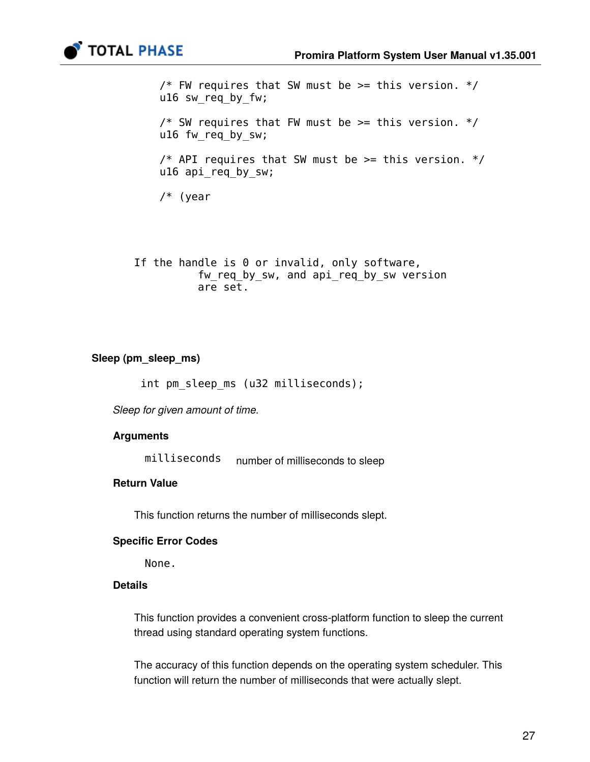```
    /* FW requires that SW must be >= this version. */
    u16 sw_req_by_fw;

    /* SW requires that FW must be >= this version. */
    u16 fw_req_by_sw;

    /* API requires that SW must be >= this version. */
    u16 api_req_by_sw;

    /* (year
```

```
If the handle is 0 or invalid, only software,
          fw_req_by_sw, and api_req_by_sw version
          are set.
```

### Sleep (pm_sleep_ms)

```
int pm_sleep_ms (u32 milliseconds);
```

*Sleep for given amount of time.*

#### Arguments

| | |
|---|---|
| `milliseconds` | number of milliseconds to sleep |

#### Return Value

This function returns the number of milliseconds slept.

#### Specific Error Codes

None.

#### Details

This function provides a convenient cross-platform function to sleep the current thread using standard operating system functions.

The accuracy of this function depends on the operating system scheduler. This function will return the number of milliseconds that were actually slept.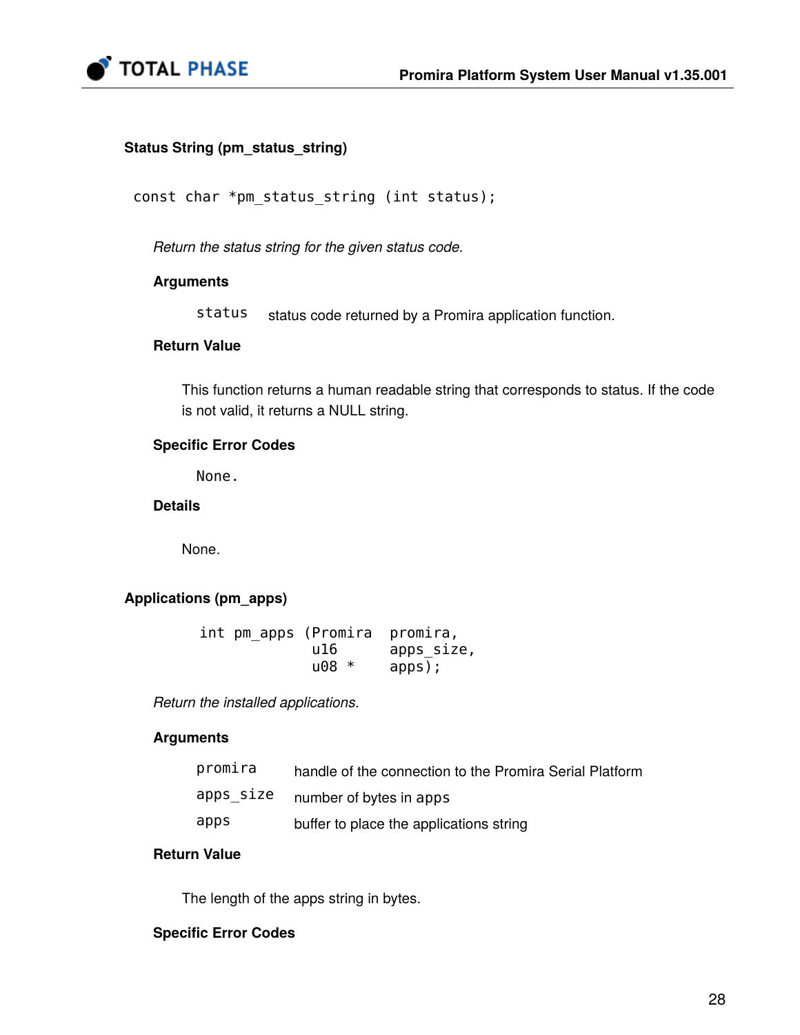### Status String (pm_status_string)

```
const char *pm_status_string (int status);
```

*Return the status string for the given status code.*

#### Arguments

| | |
|---|---|
| `status` | status code returned by a Promira application function. |

#### Return Value

This function returns a human readable string that corresponds to status. If the code is not valid, it returns a NULL string.

#### Specific Error Codes

None.

#### Details

None.

### Applications (pm_apps)

```
int pm_apps (Promira  promira,
             u16      apps_size,
             u08 *    apps);
```

*Return the installed applications.*

#### Arguments

| | |
|---|---|
| `promira` | handle of the connection to the Promira Serial Platform |
| `apps_size` | number of bytes in `apps` |
| `apps` | buffer to place the applications string |

#### Return Value

The length of the apps string in bytes.

#### Specific Error Codes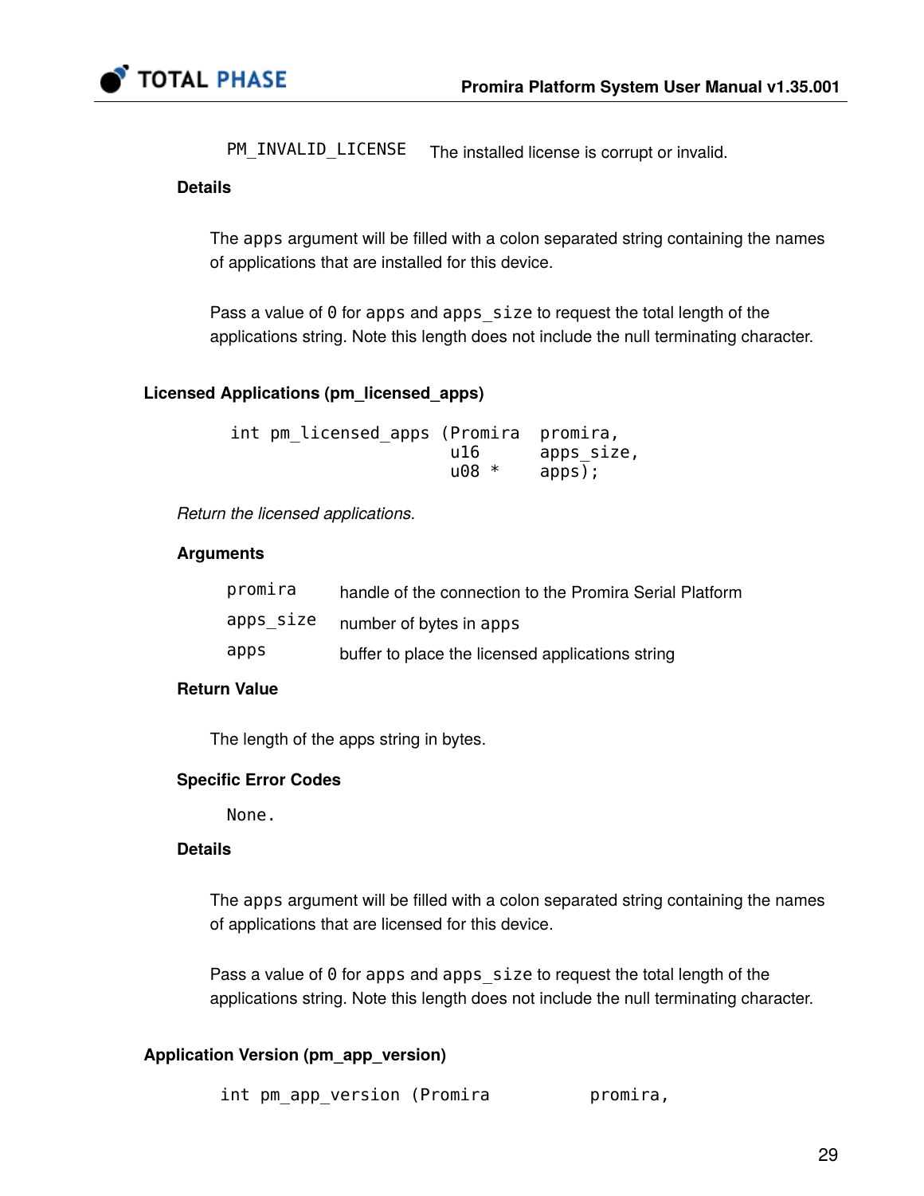| | |
|---|---|
| PM_INVALID_LICENSE | The installed license is corrupt or invalid. |

#### Details

The apps argument will be filled with a colon separated string containing the names of applications that are installed for this device.

Pass a value of 0 for apps and apps_size to request the total length of the applications string. Note this length does not include the null terminating character.

### Licensed Applications (pm_licensed_apps)

```
int pm_licensed_apps (Promira  promira,
                      u16      apps_size,
                      u08 *    apps);
```

*Return the licensed applications.*

#### Arguments

| | |
|---|---|
| promira | handle of the connection to the Promira Serial Platform |
| apps_size | number of bytes in apps |
| apps | buffer to place the licensed applications string |

#### Return Value

The length of the apps string in bytes.

#### Specific Error Codes

None.

#### Details

The apps argument will be filled with a colon separated string containing the names of applications that are licensed for this device.

Pass a value of 0 for apps and apps_size to request the total length of the applications string. Note this length does not include the null terminating character.

### Application Version (pm_app_version)

```
int pm_app_version (Promira          promira,
```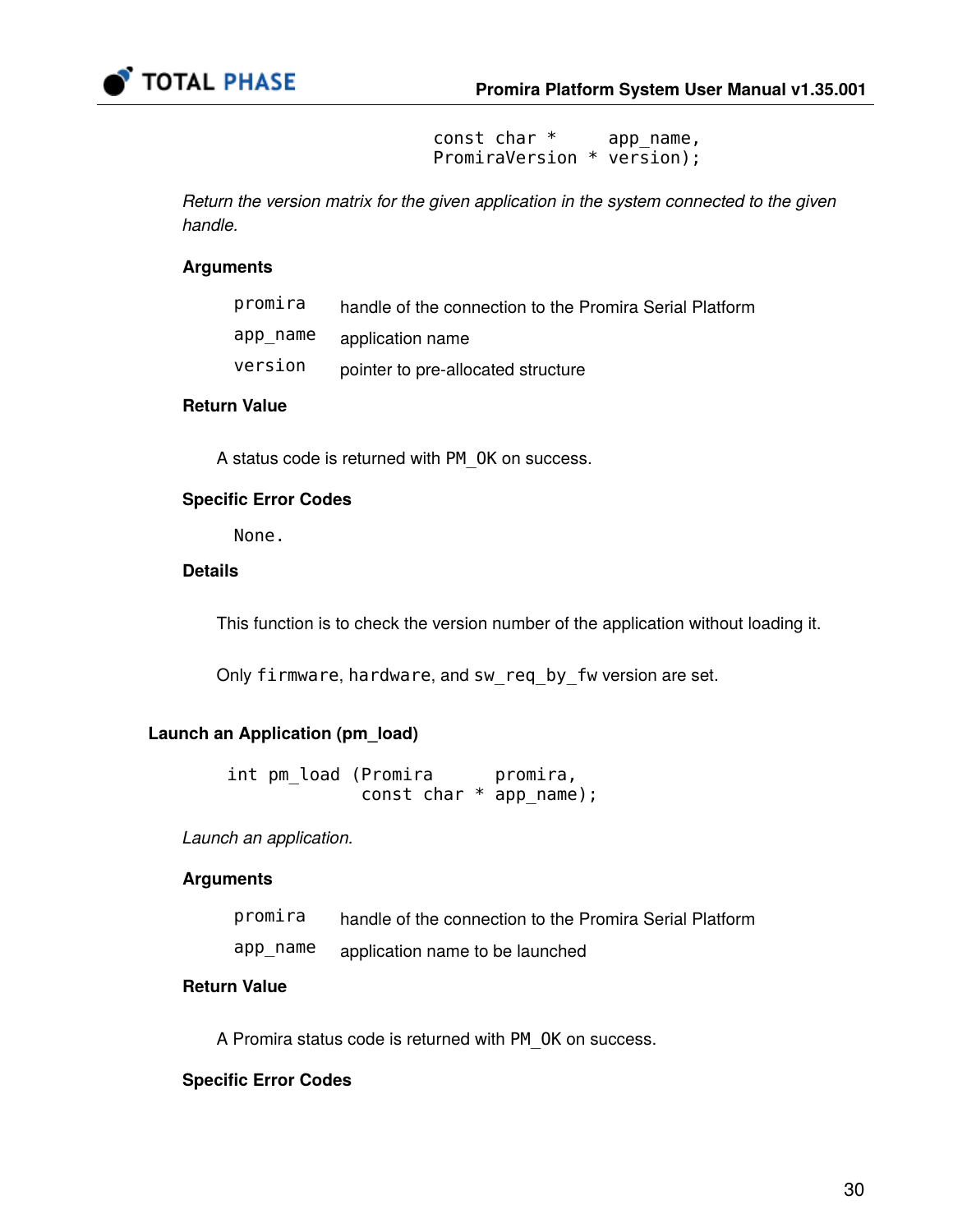```
                                    const char *     app_name,
                                    PromiraVersion * version);
```

*Return the version matrix for the given application in the system connected to the given handle.*

#### Arguments

| | |
|---|---|
| `promira` | handle of the connection to the Promira Serial Platform |
| `app_name` | application name |
| `version` | pointer to pre-allocated structure |

#### Return Value

A status code is returned with `PM_OK` on success.

#### Specific Error Codes

`None.`

#### Details

This function is to check the version number of the application without loading it.

Only `firmware`, `hardware`, and `sw_req_by_fw` version are set.

### Launch an Application (pm_load)

```
int pm_load (Promira      promira,
             const char * app_name);
```

*Launch an application.*

#### Arguments

| | |
|---|---|
| `promira` | handle of the connection to the Promira Serial Platform |
| `app_name` | application name to be launched |

#### Return Value

A Promira status code is returned with `PM_OK` on success.

#### Specific Error Codes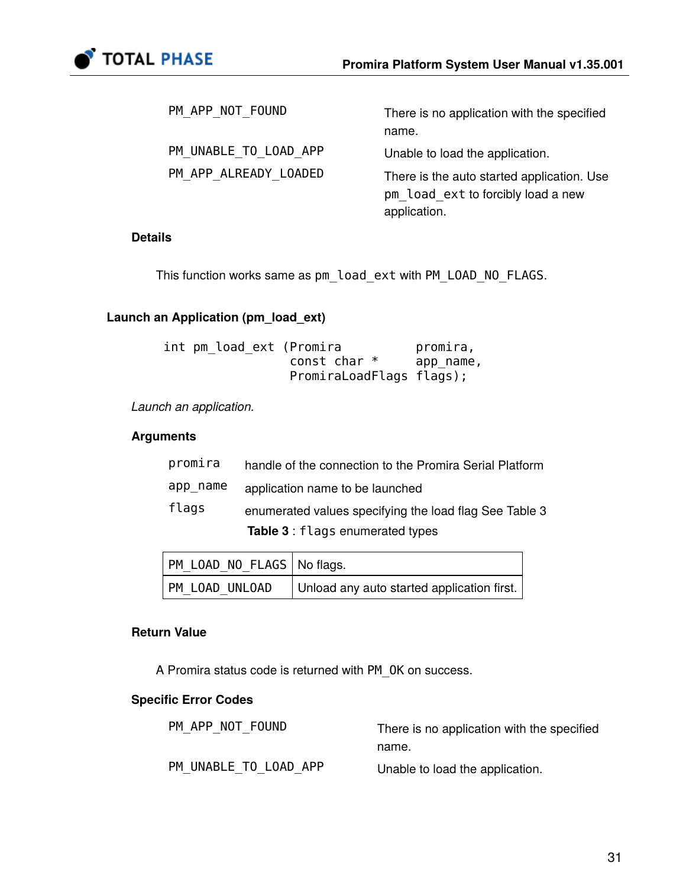| | |
|---|---|
| PM_APP_NOT_FOUND | There is no application with the specified name. |
| PM_UNABLE_TO_LOAD_APP | Unable to load the application. |
| PM_APP_ALREADY_LOADED | There is the auto started application. Use pm_load_ext to forcibly load a new application. |

#### Details

This function works same as pm_load_ext with PM_LOAD_NO_FLAGS.

### Launch an Application (pm_load_ext)

```
int pm_load_ext (Promira          promira,
                 const char *     app_name,
                 PromiraLoadFlags flags);
```

*Launch an application.*

#### Arguments

| | |
|---|---|
| promira | handle of the connection to the Promira Serial Platform |
| app_name | application name to be launched |
| flags | enumerated values specifying the load flag See Table 3 |

**Table 3** : flags enumerated types

| | |
|---|---|
| PM_LOAD_NO_FLAGS | No flags. |
| PM_LOAD_UNLOAD | Unload any auto started application first. |

#### Return Value

A Promira status code is returned with PM_OK on success.

#### Specific Error Codes

| | |
|---|---|
| PM_APP_NOT_FOUND | There is no application with the specified name. |
| PM_UNABLE_TO_LOAD_APP | Unable to load the application. |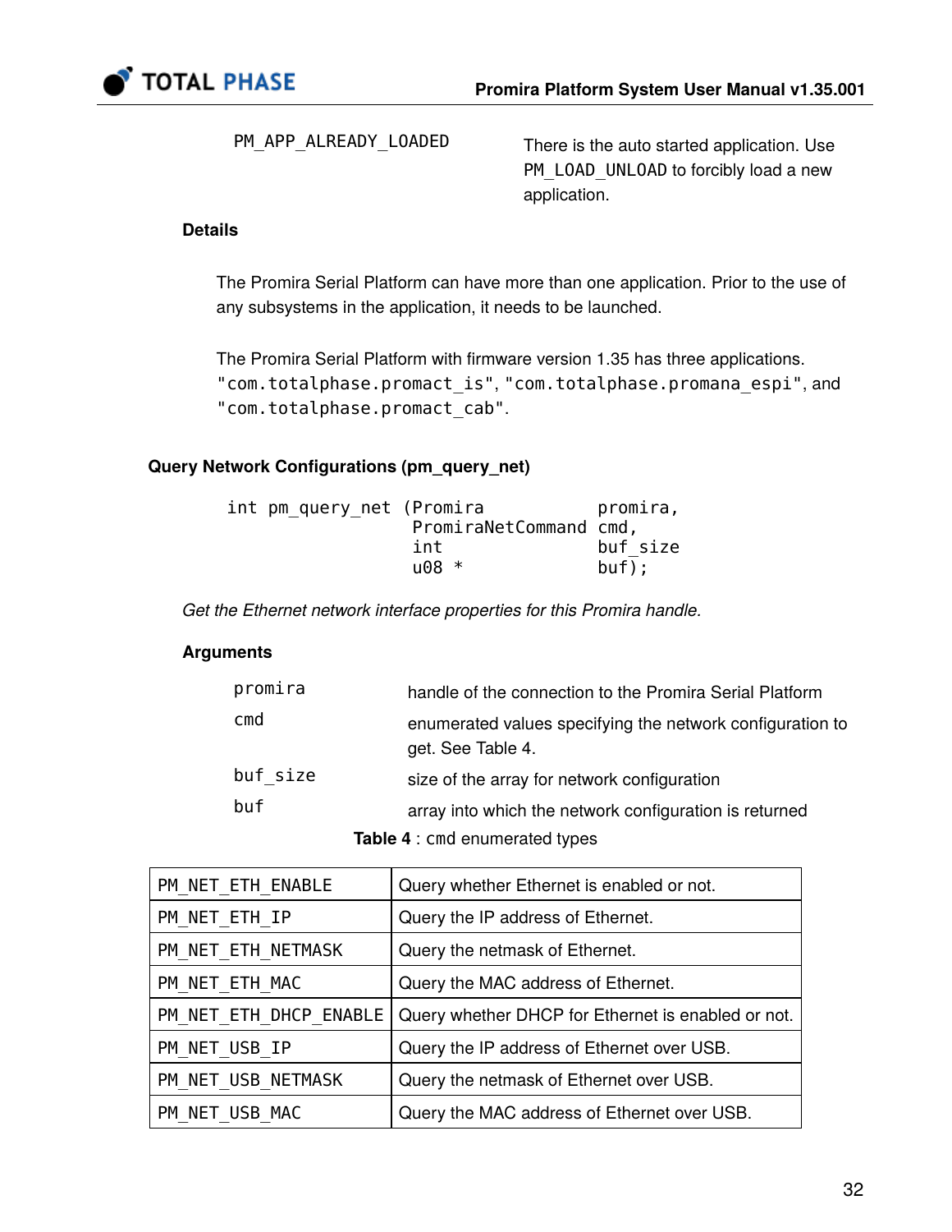| | |
|---|---|
| `PM_APP_ALREADY_LOADED` | There is the auto started application. Use `PM_LOAD_UNLOAD` to forcibly load a new application. |

**Details**

The Promira Serial Platform can have more than one application. Prior to the use of any subsystems in the application, it needs to be launched.

The Promira Serial Platform with firmware version 1.35 has three applications. `"com.totalphase.promact_is"`, `"com.totalphase.promana_espi"`, and `"com.totalphase.promact_cab"`.

### Query Network Configurations (pm_query_net)

```
int pm_query_net (Promira           promira,
                  PromiraNetCommand cmd,
                  int               buf_size
                  u08 *             buf);
```

*Get the Ethernet network interface properties for this Promira handle.*

**Arguments**

| | |
|---|---|
| `promira` | handle of the connection to the Promira Serial Platform |
| `cmd` | enumerated values specifying the network configuration to get. See Table 4. |
| `buf_size` | size of the array for network configuration |
| `buf` | array into which the network configuration is returned |

**Table 4** : `cmd` enumerated types

| | |
|---|---|
| `PM_NET_ETH_ENABLE` | Query whether Ethernet is enabled or not. |
| `PM_NET_ETH_IP` | Query the IP address of Ethernet. |
| `PM_NET_ETH_NETMASK` | Query the netmask of Ethernet. |
| `PM_NET_ETH_MAC` | Query the MAC address of Ethernet. |
| `PM_NET_ETH_DHCP_ENABLE` | Query whether DHCP for Ethernet is enabled or not. |
| `PM_NET_USB_IP` | Query the IP address of Ethernet over USB. |
| `PM_NET_USB_NETMASK` | Query the netmask of Ethernet over USB. |
| `PM_NET_USB_MAC` | Query the MAC address of Ethernet over USB. |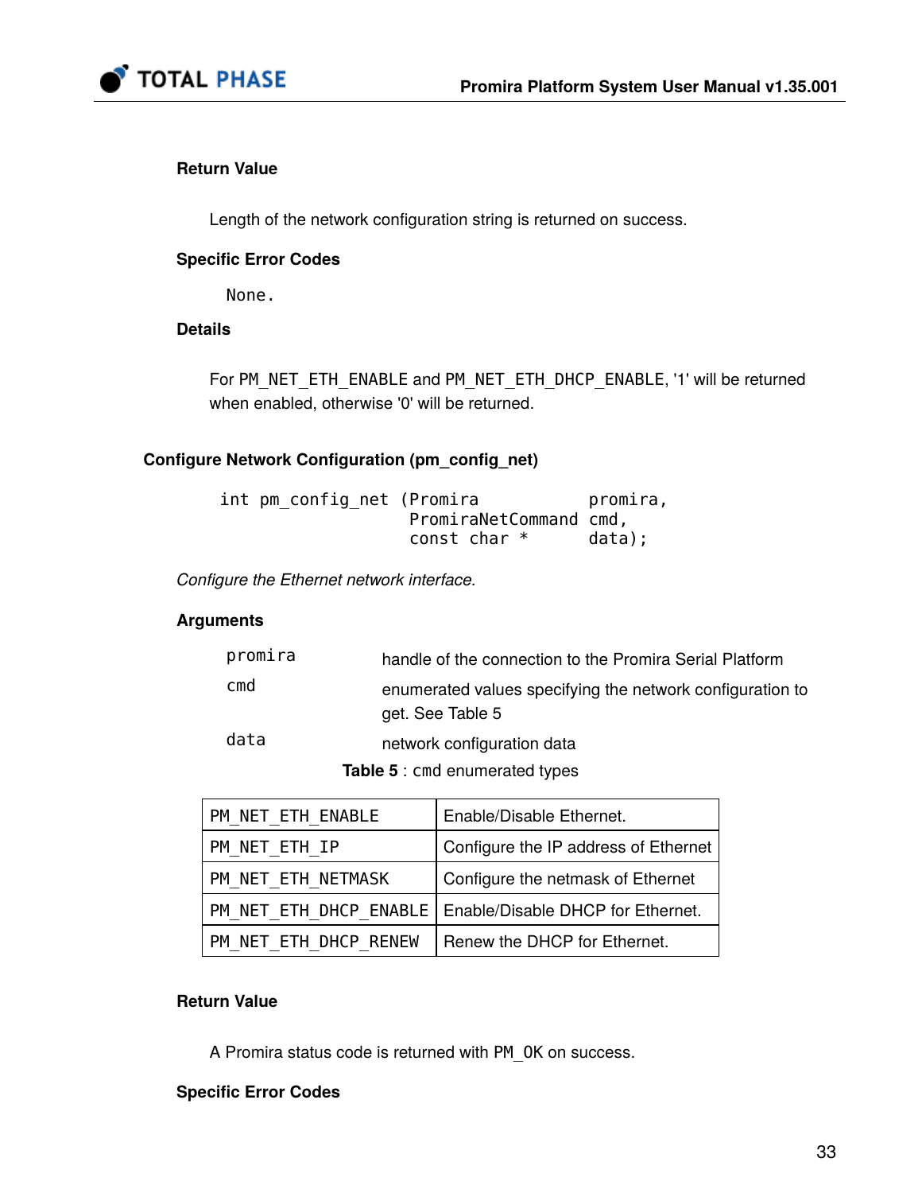#### Return Value

Length of the network configuration string is returned on success.

#### Specific Error Codes

None.

#### Details

For `PM_NET_ETH_ENABLE` and `PM_NET_ETH_DHCP_ENABLE`, '1' will be returned when enabled, otherwise '0' will be returned.

### Configure Network Configuration (pm_config_net)

```
int pm_config_net (Promira           promira,
                   PromiraNetCommand cmd,
                   const char *      data);
```

*Configure the Ethernet network interface.*

#### Arguments

| | |
|---|---|
| `promira` | handle of the connection to the Promira Serial Platform |
| `cmd` | enumerated values specifying the network configuration to get. See Table 5 |
| `data` | network configuration data |

**Table 5** : `cmd` enumerated types

| | |
|---|---|
| `PM_NET_ETH_ENABLE` | Enable/Disable Ethernet. |
| `PM_NET_ETH_IP` | Configure the IP address of Ethernet |
| `PM_NET_ETH_NETMASK` | Configure the netmask of Ethernet |
| `PM_NET_ETH_DHCP_ENABLE` | Enable/Disable DHCP for Ethernet. |
| `PM_NET_ETH_DHCP_RENEW` | Renew the DHCP for Ethernet. |

#### Return Value

A Promira status code is returned with `PM_OK` on success.

#### Specific Error Codes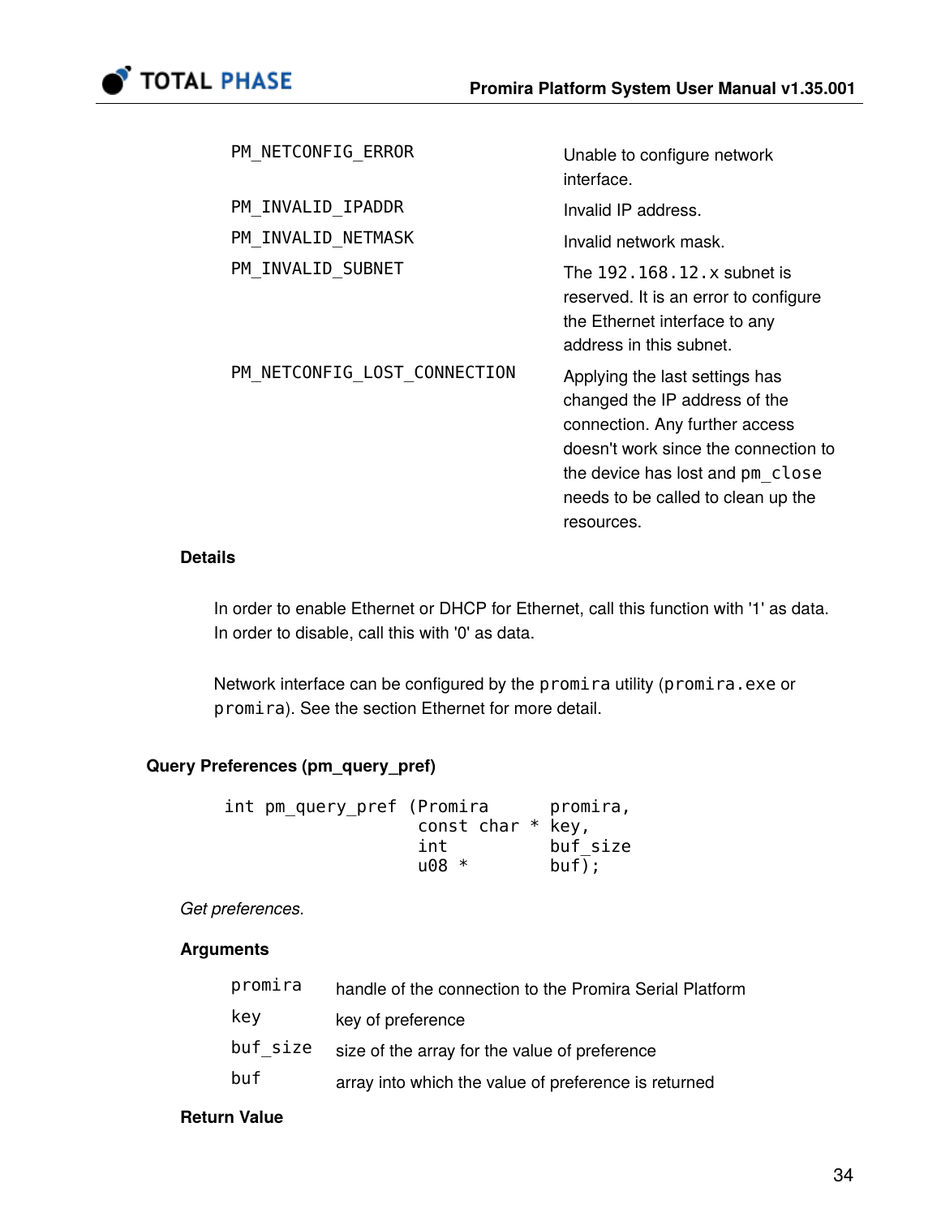| | |
|---|---|
| PM_NETCONFIG_ERROR | Unable to configure network interface. |
| PM_INVALID_IPADDR | Invalid IP address. |
| PM_INVALID_NETMASK | Invalid network mask. |
| PM_INVALID_SUBNET | The 192.168.12.x subnet is reserved. It is an error to configure the Ethernet interface to any address in this subnet. |
| PM_NETCONFIG_LOST_CONNECTION | Applying the last settings has changed the IP address of the connection. Any further access doesn't work since the connection to the device has lost and pm_close needs to be called to clean up the resources. |

#### Details

In order to enable Ethernet or DHCP for Ethernet, call this function with '1' as data. In order to disable, call this with '0' as data.

Network interface can be configured by the promira utility (promira.exe or promira). See the section Ethernet for more detail.

### Query Preferences (pm_query_pref)

```
int pm_query_pref (Promira      promira,
                   const char * key,
                   int          buf_size
                   u08 *        buf);
```

*Get preferences.*

#### Arguments

| | |
|---|---|
| promira | handle of the connection to the Promira Serial Platform |
| key | key of preference |
| buf_size | size of the array for the value of preference |
| buf | array into which the value of preference is returned |

#### Return Value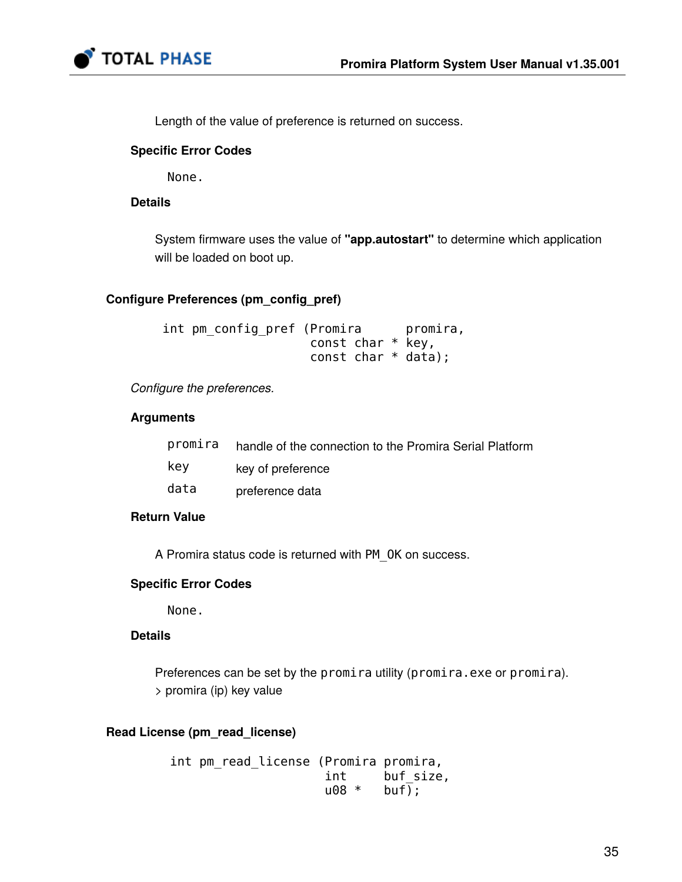Length of the value of preference is returned on success.

#### Specific Error Codes

None.

#### Details

System firmware uses the value of **"app.autostart"** to determine which application will be loaded on boot up.

### Configure Preferences (pm_config_pref)

```
int pm_config_pref (Promira      promira,
                    const char * key,
                    const char * data);
```

*Configure the preferences.*

#### Arguments

| | |
|---|---|
| `promira` | handle of the connection to the Promira Serial Platform |
| `key` | key of preference |
| `data` | preference data |

#### Return Value

A Promira status code is returned with `PM_OK` on success.

#### Specific Error Codes

None.

#### Details

Preferences can be set by the `promira` utility (`promira.exe` or `promira`).
> promira (ip) key value

### Read License (pm_read_license)

```
int pm_read_license (Promira promira,
                     int     buf_size,
                     u08 *   buf);
```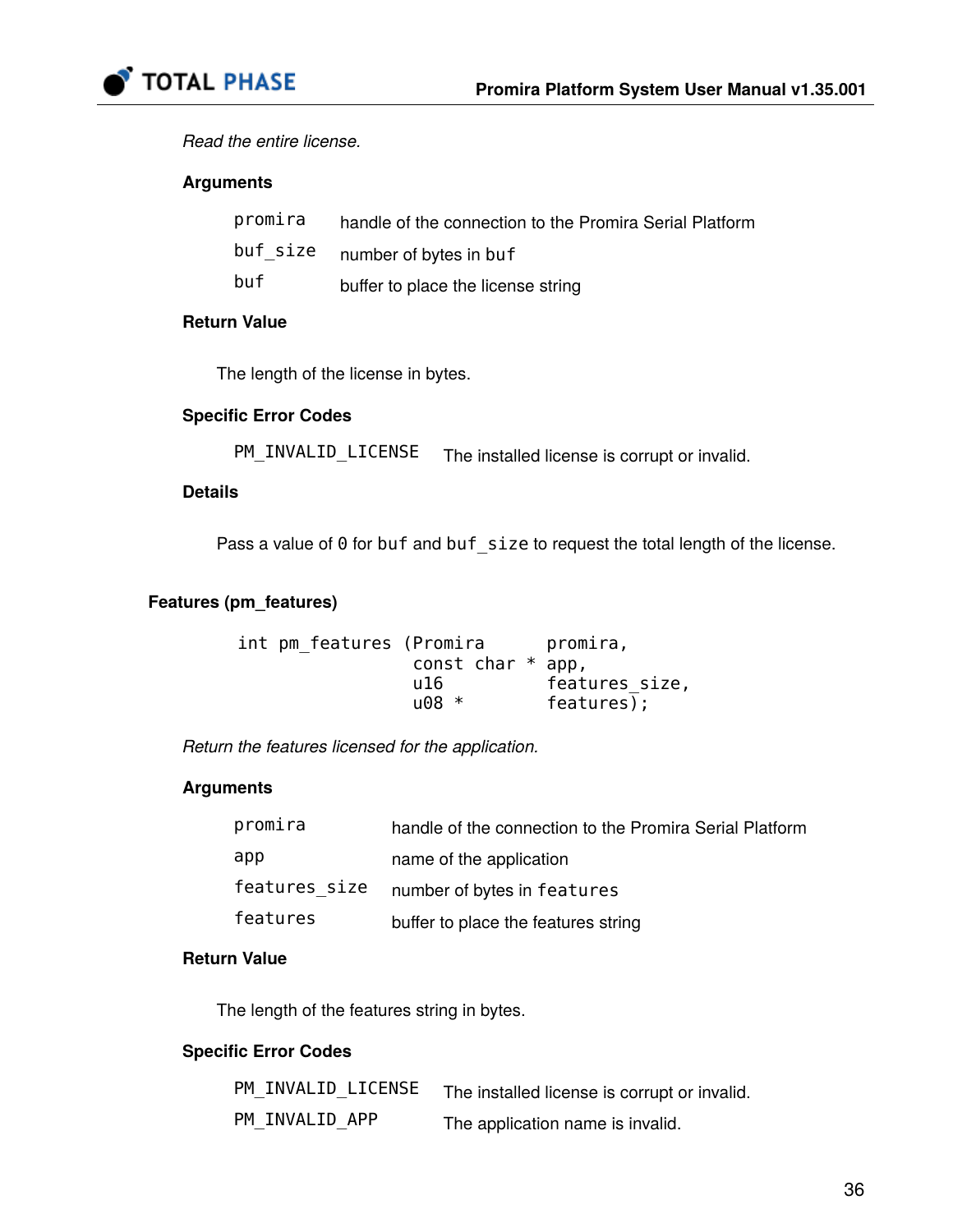*Read the entire license.*

#### Arguments

| | |
|---|---|
| `promira` | handle of the connection to the Promira Serial Platform |
| `buf_size` | number of bytes in `buf` |
| `buf` | buffer to place the license string |

#### Return Value

The length of the license in bytes.

#### Specific Error Codes

| | |
|---|---|
| `PM_INVALID_LICENSE` | The installed license is corrupt or invalid. |

#### Details

Pass a value of `0` for `buf` and `buf_size` to request the total length of the license.

### Features (pm_features)

```
int pm_features (Promira      promira,
                 const char * app,
                 u16          features_size,
                 u08 *        features);
```

*Return the features licensed for the application.*

#### Arguments

| | |
|---|---|
| `promira` | handle of the connection to the Promira Serial Platform |
| `app` | name of the application |
| `features_size` | number of bytes in `features` |
| `features` | buffer to place the features string |

#### Return Value

The length of the features string in bytes.

#### Specific Error Codes

| | |
|---|---|
| `PM_INVALID_LICENSE` | The installed license is corrupt or invalid. |
| `PM_INVALID_APP` | The application name is invalid. |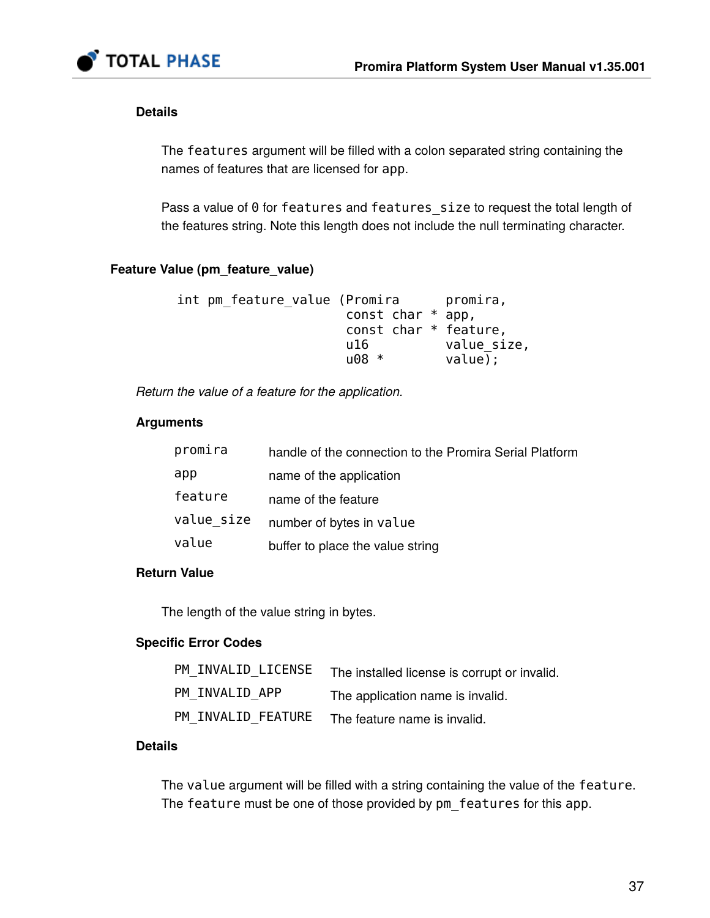#### Details

The `features` argument will be filled with a colon separated string containing the names of features that are licensed for `app`.

Pass a value of `0` for `features` and `features_size` to request the total length of the features string. Note this length does not include the null terminating character.

### Feature Value (pm_feature_value)

```
int pm_feature_value (Promira      promira,
                      const char * app,
                      const char * feature,
                      u16          value_size,
                      u08 *        value);
```

*Return the value of a feature for the application.*

#### Arguments

| | |
|---|---|
| `promira` | handle of the connection to the Promira Serial Platform |
| `app` | name of the application |
| `feature` | name of the feature |
| `value_size` | number of bytes in `value` |
| `value` | buffer to place the value string |

#### Return Value

The length of the value string in bytes.

#### Specific Error Codes

| | |
|---|---|
| `PM_INVALID_LICENSE` | The installed license is corrupt or invalid. |
| `PM_INVALID_APP` | The application name is invalid. |
| `PM_INVALID_FEATURE` | The feature name is invalid. |

#### Details

The `value` argument will be filled with a string containing the value of the `feature`. The `feature` must be one of those provided by `pm_features` for this `app`.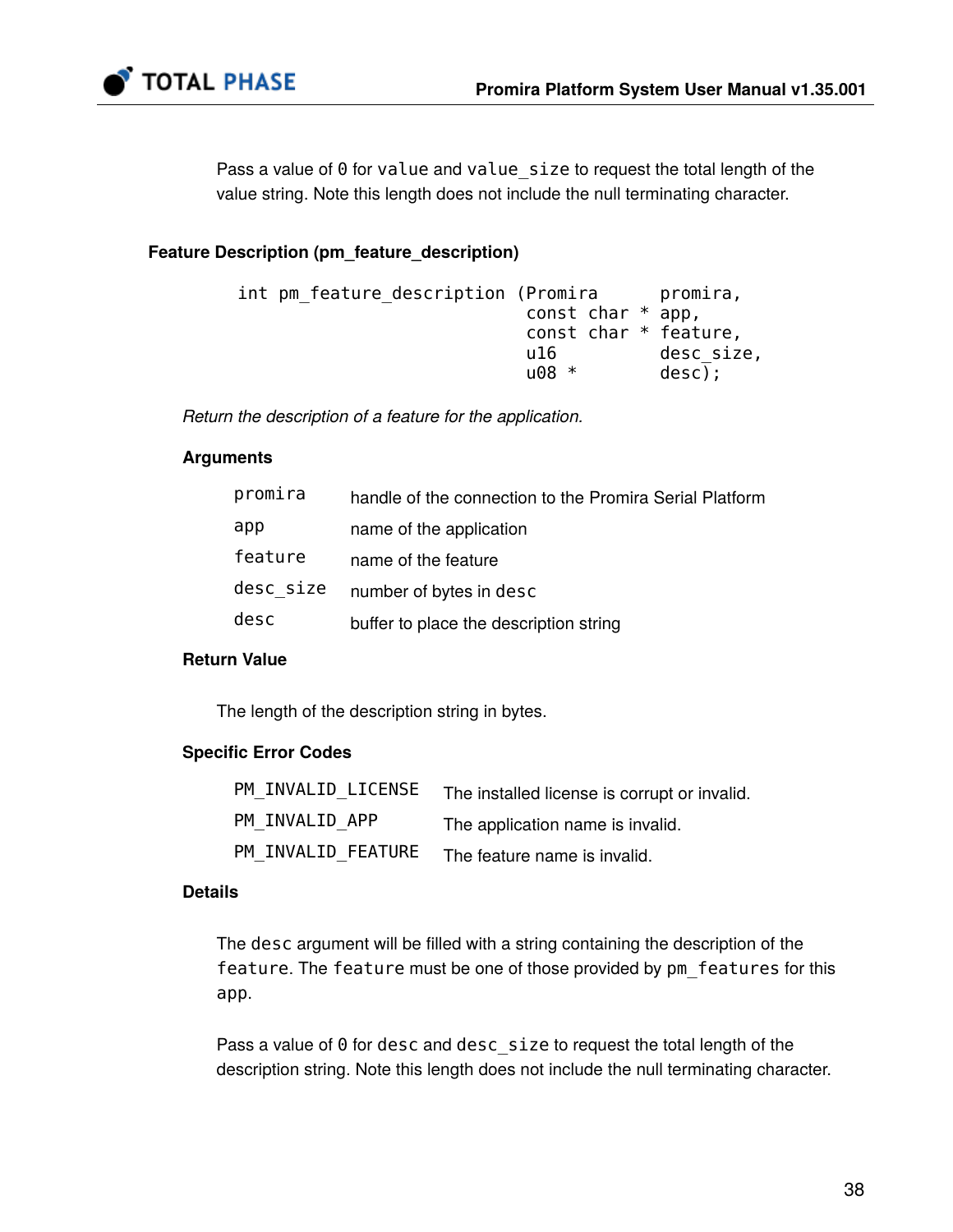Pass a value of 0 for value and value_size to request the total length of the value string. Note this length does not include the null terminating character.

### Feature Description (pm_feature_description)

```
int pm_feature_description (Promira      promira,
                            const char * app,
                            const char * feature,
                            u16          desc_size,
                            u08 *        desc);
```

*Return the description of a feature for the application.*

#### Arguments

| | |
|---|---|
| promira | handle of the connection to the Promira Serial Platform |
| app | name of the application |
| feature | name of the feature |
| desc_size | number of bytes in desc |
| desc | buffer to place the description string |

#### Return Value

The length of the description string in bytes.

#### Specific Error Codes

| | |
|---|---|
| PM_INVALID_LICENSE | The installed license is corrupt or invalid. |
| PM_INVALID_APP | The application name is invalid. |
| PM_INVALID_FEATURE | The feature name is invalid. |

#### Details

The desc argument will be filled with a string containing the description of the feature. The feature must be one of those provided by pm_features for this app.

Pass a value of 0 for desc and desc_size to request the total length of the description string. Note this length does not include the null terminating character.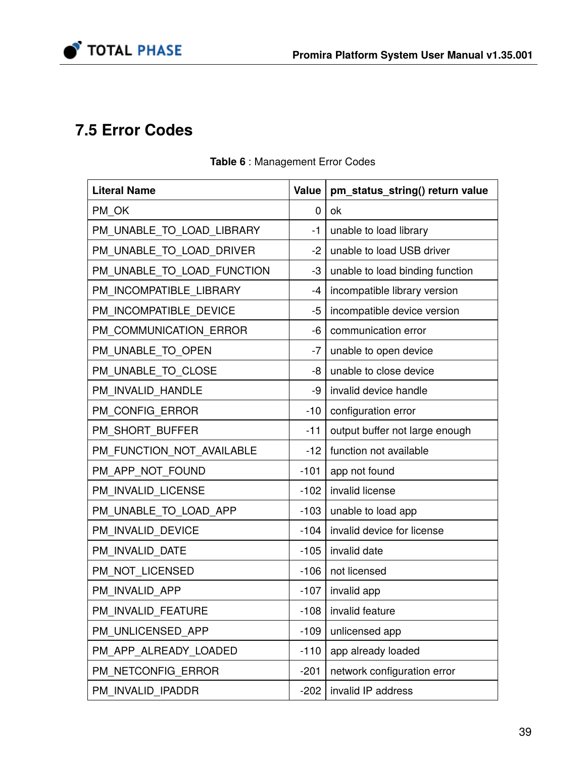## 7.5 Error Codes

**Table 6** : Management Error Codes

| Literal Name | Value | pm_status_string() return value |
|---|---|---|
| PM_OK | 0 | ok |
| PM_UNABLE_TO_LOAD_LIBRARY | -1 | unable to load library |
| PM_UNABLE_TO_LOAD_DRIVER | -2 | unable to load USB driver |
| PM_UNABLE_TO_LOAD_FUNCTION | -3 | unable to load binding function |
| PM_INCOMPATIBLE_LIBRARY | -4 | incompatible library version |
| PM_INCOMPATIBLE_DEVICE | -5 | incompatible device version |
| PM_COMMUNICATION_ERROR | -6 | communication error |
| PM_UNABLE_TO_OPEN | -7 | unable to open device |
| PM_UNABLE_TO_CLOSE | -8 | unable to close device |
| PM_INVALID_HANDLE | -9 | invalid device handle |
| PM_CONFIG_ERROR | -10 | configuration error |
| PM_SHORT_BUFFER | -11 | output buffer not large enough |
| PM_FUNCTION_NOT_AVAILABLE | -12 | function not available |
| PM_APP_NOT_FOUND | -101 | app not found |
| PM_INVALID_LICENSE | -102 | invalid license |
| PM_UNABLE_TO_LOAD_APP | -103 | unable to load app |
| PM_INVALID_DEVICE | -104 | invalid device for license |
| PM_INVALID_DATE | -105 | invalid date |
| PM_NOT_LICENSED | -106 | not licensed |
| PM_INVALID_APP | -107 | invalid app |
| PM_INVALID_FEATURE | -108 | invalid feature |
| PM_UNLICENSED_APP | -109 | unlicensed app |
| PM_APP_ALREADY_LOADED | -110 | app already loaded |
| PM_NETCONFIG_ERROR | -201 | network configuration error |
| PM_INVALID_IPADDR | -202 | invalid IP address |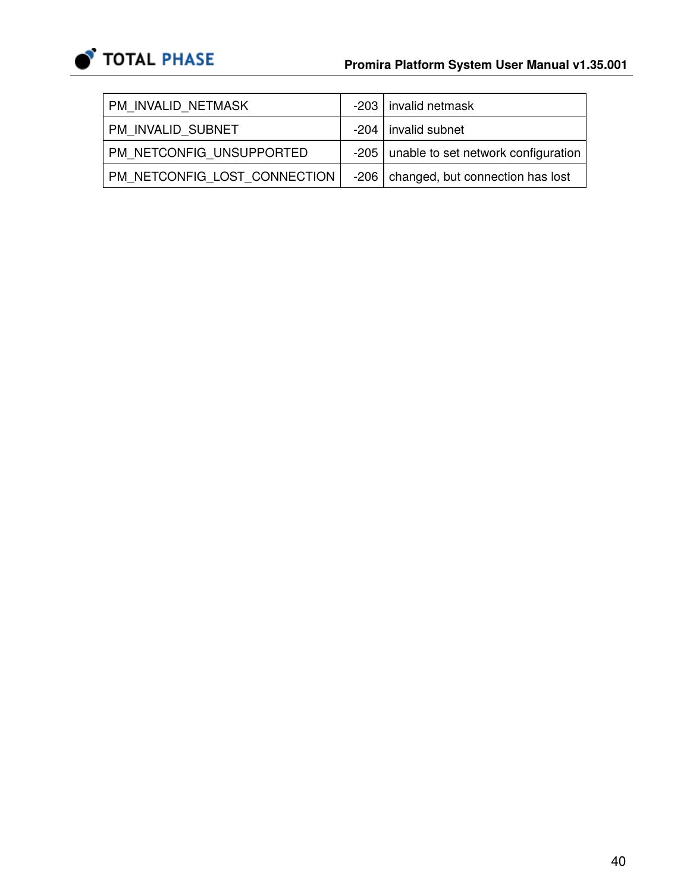| | | |
|---|---|---|
| PM_INVALID_NETMASK | -203 | invalid netmask |
| PM_INVALID_SUBNET | -204 | invalid subnet |
| PM_NETCONFIG_UNSUPPORTED | -205 | unable to set network configuration |
| PM_NETCONFIG_LOST_CONNECTION | -206 | changed, but connection has lost |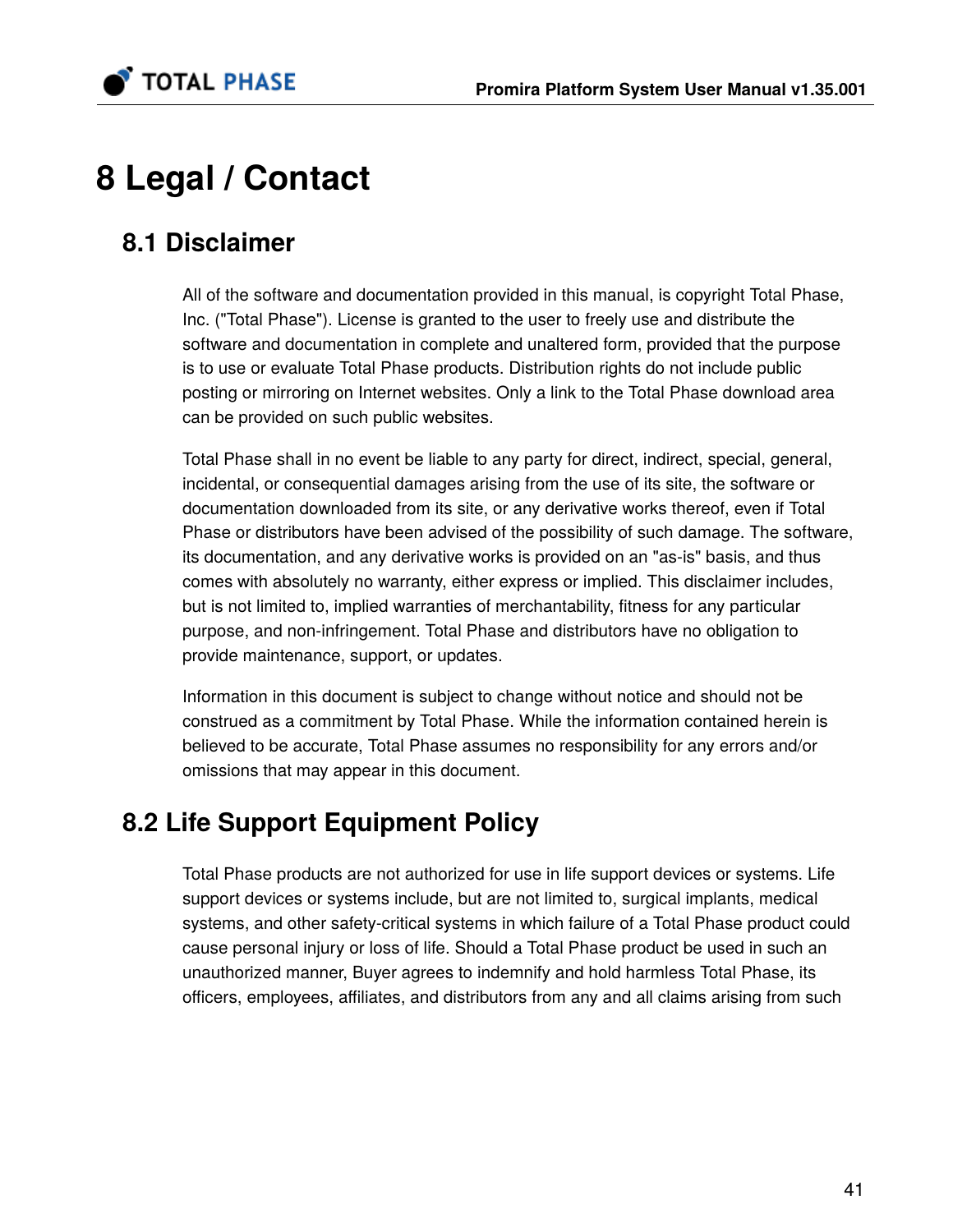# 8 Legal / Contact

## 8.1 Disclaimer

All of the software and documentation provided in this manual, is copyright Total Phase, Inc. ("Total Phase"). License is granted to the user to freely use and distribute the software and documentation in complete and unaltered form, provided that the purpose is to use or evaluate Total Phase products. Distribution rights do not include public posting or mirroring on Internet websites. Only a link to the Total Phase download area can be provided on such public websites.

Total Phase shall in no event be liable to any party for direct, indirect, special, general, incidental, or consequential damages arising from the use of its site, the software or documentation downloaded from its site, or any derivative works thereof, even if Total Phase or distributors have been advised of the possibility of such damage. The software, its documentation, and any derivative works is provided on an "as-is" basis, and thus comes with absolutely no warranty, either express or implied. This disclaimer includes, but is not limited to, implied warranties of merchantability, fitness for any particular purpose, and non-infringement. Total Phase and distributors have no obligation to provide maintenance, support, or updates.

Information in this document is subject to change without notice and should not be construed as a commitment by Total Phase. While the information contained herein is believed to be accurate, Total Phase assumes no responsibility for any errors and/or omissions that may appear in this document.

## 8.2 Life Support Equipment Policy

Total Phase products are not authorized for use in life support devices or systems. Life support devices or systems include, but are not limited to, surgical implants, medical systems, and other safety-critical systems in which failure of a Total Phase product could cause personal injury or loss of life. Should a Total Phase product be used in such an unauthorized manner, Buyer agrees to indemnify and hold harmless Total Phase, its officers, employees, affiliates, and distributors from any and all claims arising from such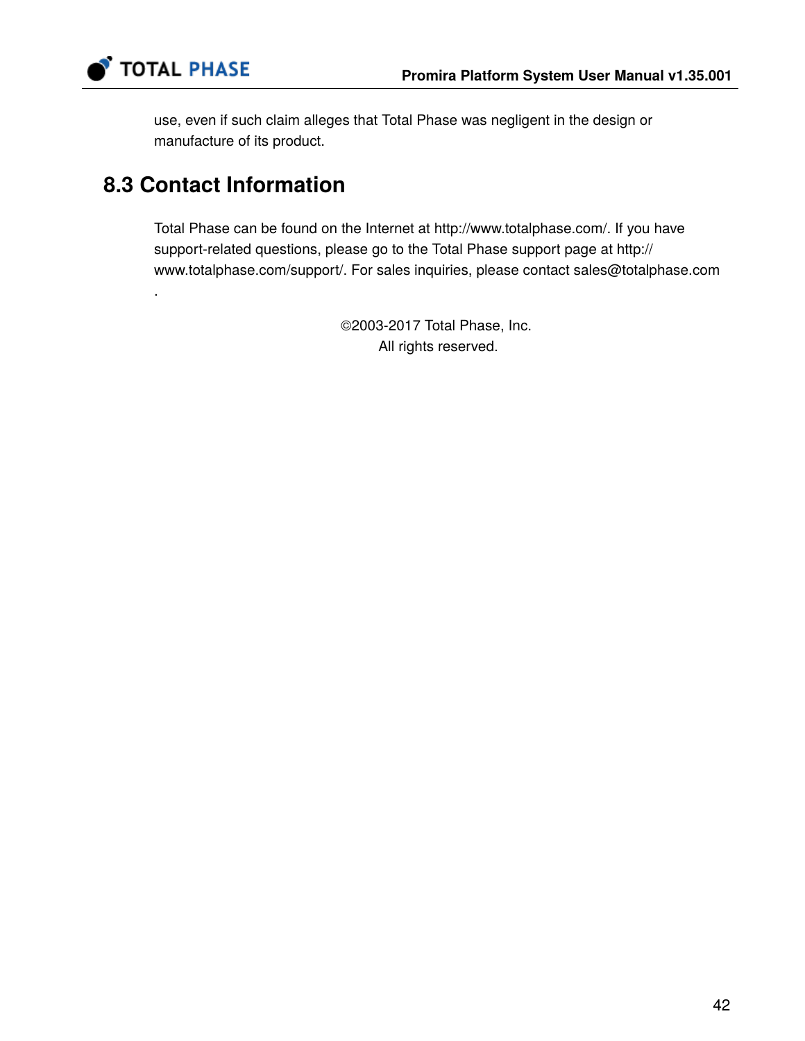use, even if such claim alleges that Total Phase was negligent in the design or manufacture of its product.

## 8.3 Contact Information

Total Phase can be found on the Internet at http://www.totalphase.com/. If you have support-related questions, please go to the Total Phase support page at http://www.totalphase.com/support/. For sales inquiries, please contact sales@totalphase.com.

©2003-2017 Total Phase, Inc.
All rights reserved.